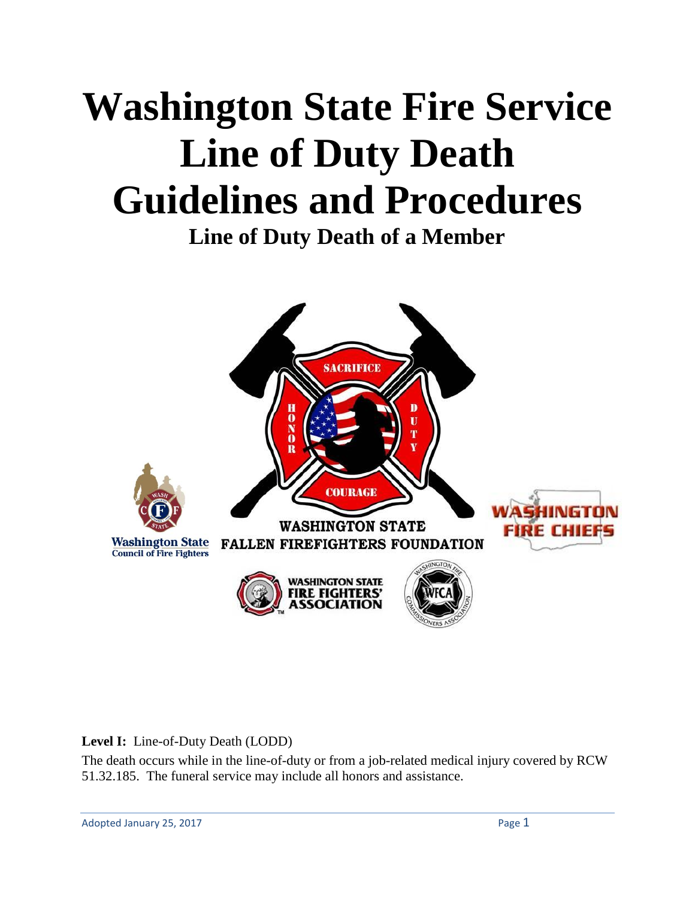# Washington State Fire Service Line of Duty Death Guidelines and Procedures

## Line of Duty Death of a Member

**Level I:** Line-of-Duty Death (LODD)

The death occurs while in the line-of-duty or from a job-related medical injury covered by RCW 51.32.185. The funeral service may include all honors and assistance.

Adopted January 25, 2017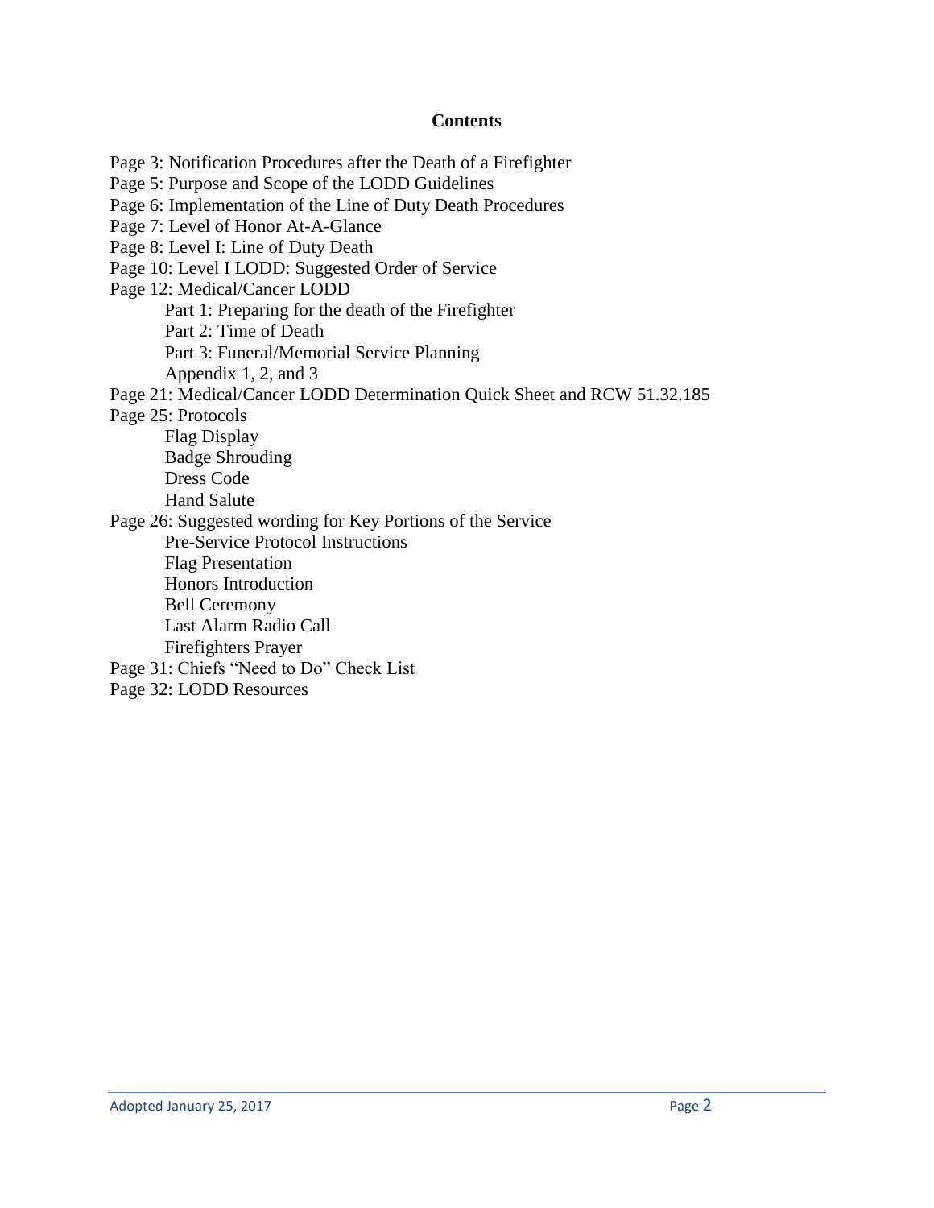## Contents

Page 3: Notification Procedures after the Death of a Firefighter
Page 5: Purpose and Scope of the LODD Guidelines
Page 6: Implementation of the Line of Duty Death Procedures
Page 7: Level of Honor At-A-Glance
Page 8: Level I: Line of Duty Death
Page 10: Level I LODD: Suggested Order of Service
Page 12: Medical/Cancer LODD
- Part 1: Preparing for the death of the Firefighter
- Part 2: Time of Death
- Part 3: Funeral/Memorial Service Planning
- Appendix 1, 2, and 3

Page 21: Medical/Cancer LODD Determination Quick Sheet and RCW 51.32.185
Page 25: Protocols
- Flag Display
- Badge Shrouding
- Dress Code
- Hand Salute

Page 26: Suggested wording for Key Portions of the Service
- Pre-Service Protocol Instructions
- Flag Presentation
- Honors Introduction
- Bell Ceremony
- Last Alarm Radio Call
- Firefighters Prayer

Page 31: Chiefs "Need to Do" Check List
Page 32: LODD Resources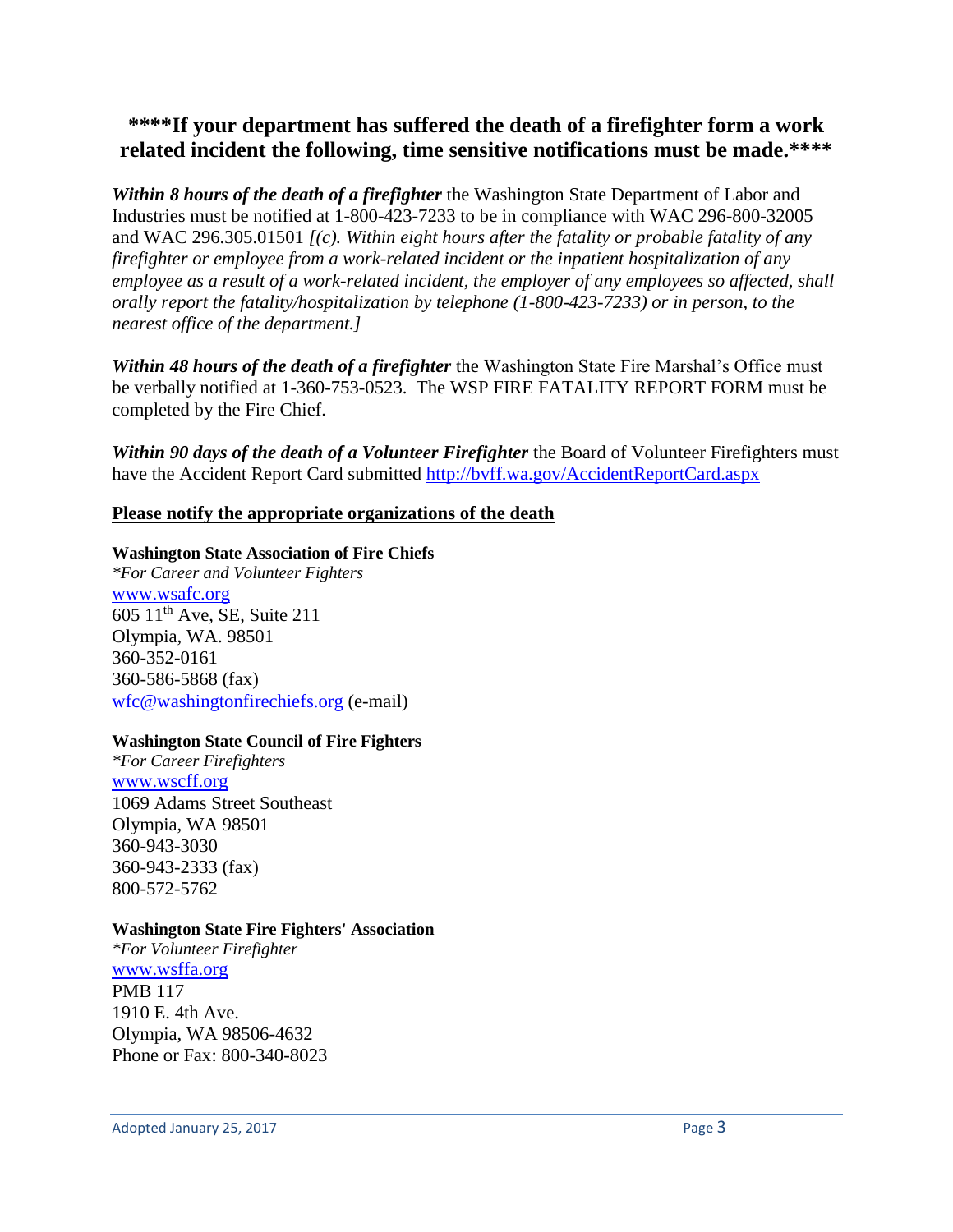## ****If your department has suffered the death of a firefighter form a work related incident the following, time sensitive notifications must be made.****

***Within 8 hours of the death of a firefighter*** the Washington State Department of Labor and Industries must be notified at 1-800-423-7233 to be in compliance with WAC 296-800-32005 and WAC 296.305.01501 *[(c). Within eight hours after the fatality or probable fatality of any firefighter or employee from a work-related incident or the inpatient hospitalization of any employee as a result of a work-related incident, the employer of any employees so affected, shall orally report the fatality/hospitalization by telephone (1-800-423-7233) or in person, to the nearest office of the department.]*

***Within 48 hours of the death of a firefighter*** the Washington State Fire Marshal's Office must be verbally notified at 1-360-753-0523. The WSP FIRE FATALITY REPORT FORM must be completed by the Fire Chief.

***Within 90 days of the death of a Volunteer Firefighter*** the Board of Volunteer Firefighters must have the Accident Report Card submitted http://bvff.wa.gov/AccidentReportCard.aspx

**Please notify the appropriate organizations of the death**

**Washington State Association of Fire Chiefs**
*For Career and Volunteer Fighters*
www.wsafc.org
605 11th Ave, SE, Suite 211
Olympia, WA. 98501
360-352-0161
360-586-5868 (fax)
wfc@washingtonfirechiefs.org (e-mail)

**Washington State Council of Fire Fighters**
*For Career Firefighters*
www.wscff.org
1069 Adams Street Southeast
Olympia, WA 98501
360-943-3030
360-943-2333 (fax)
800-572-5762

**Washington State Fire Fighters' Association**
*For Volunteer Firefighter*
www.wsffa.org
PMB 117
1910 E. 4th Ave.
Olympia, WA 98506-4632
Phone or Fax: 800-340-8023

Adopted January 25, 2017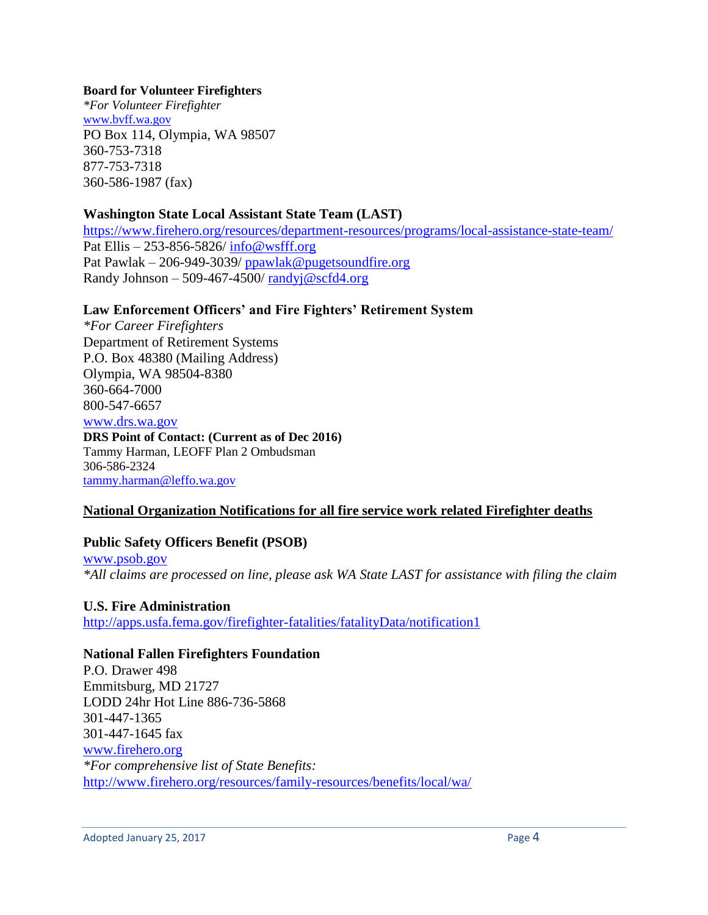**Board for Volunteer Firefighters**
*\*For Volunteer Firefighter*
www.bvff.wa.gov
PO Box 114, Olympia, WA 98507
360-753-7318
877-753-7318
360-586-1987 (fax)

**Washington State Local Assistant State Team (LAST)**
https://www.firehero.org/resources/department-resources/programs/local-assistance-state-team/
Pat Ellis – 253-856-5826/ info@wsfff.org
Pat Pawlak – 206-949-3039/ ppawlak@pugetsoundfire.org
Randy Johnson – 509-467-4500/ randyj@scfd4.org

**Law Enforcement Officers' and Fire Fighters' Retirement System**
*\*For Career Firefighters*
Department of Retirement Systems
P.O. Box 48380 (Mailing Address)
Olympia, WA 98504-8380
360-664-7000
800-547-6657
www.drs.wa.gov
**DRS Point of Contact: (Current as of Dec 2016)**
Tammy Harman, LEOFF Plan 2 Ombudsman
306-586-2324
tammy.harman@leffo.wa.gov

**National Organization Notifications for all fire service work related Firefighter deaths**

**Public Safety Officers Benefit (PSOB)**
www.psob.gov
*\*All claims are processed on line, please ask WA State LAST for assistance with filing the claim*

**U.S. Fire Administration**
http://apps.usfa.fema.gov/firefighter-fatalities/fatalityData/notification1

**National Fallen Firefighters Foundation**
P.O. Drawer 498
Emmitsburg, MD 21727
LODD 24hr Hot Line 886-736-5868
301-447-1365
301-447-1645 fax
www.firehero.org
*\*For comprehensive list of State Benefits:*
http://www.firehero.org/resources/family-resources/benefits/local/wa/

Adopted January 25, 2017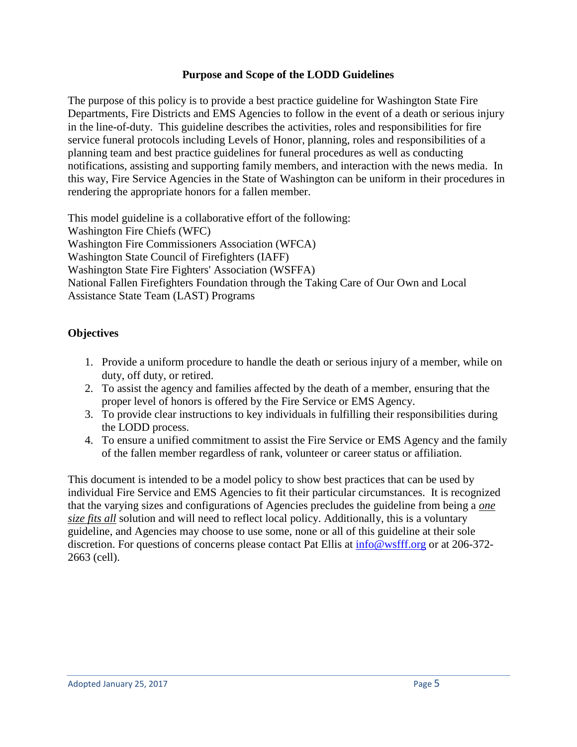## Purpose and Scope of the LODD Guidelines

The purpose of this policy is to provide a best practice guideline for Washington State Fire Departments, Fire Districts and EMS Agencies to follow in the event of a death or serious injury in the line-of-duty. This guideline describes the activities, roles and responsibilities for fire service funeral protocols including Levels of Honor, planning, roles and responsibilities of a planning team and best practice guidelines for funeral procedures as well as conducting notifications, assisting and supporting family members, and interaction with the news media. In this way, Fire Service Agencies in the State of Washington can be uniform in their procedures in rendering the appropriate honors for a fallen member.

This model guideline is a collaborative effort of the following:
Washington Fire Chiefs (WFC)
Washington Fire Commissioners Association (WFCA)
Washington State Council of Firefighters (IAFF)
Washington State Fire Fighters' Association (WSFFA)
National Fallen Firefighters Foundation through the Taking Care of Our Own and Local Assistance State Team (LAST) Programs

### Objectives

1. Provide a uniform procedure to handle the death or serious injury of a member, while on duty, off duty, or retired.
2. To assist the agency and families affected by the death of a member, ensuring that the proper level of honors is offered by the Fire Service or EMS Agency.
3. To provide clear instructions to key individuals in fulfilling their responsibilities during the LODD process.
4. To ensure a unified commitment to assist the Fire Service or EMS Agency and the family of the fallen member regardless of rank, volunteer or career status or affiliation.

This document is intended to be a model policy to show best practices that can be used by individual Fire Service and EMS Agencies to fit their particular circumstances. It is recognized that the varying sizes and configurations of Agencies precludes the guideline from being a ***one size fits all*** solution and will need to reflect local policy. Additionally, this is a voluntary guideline, and Agencies may choose to use some, none or all of this guideline at their sole discretion. For questions of concerns please contact Pat Ellis at info@wsfff.org or at 206-372-2663 (cell).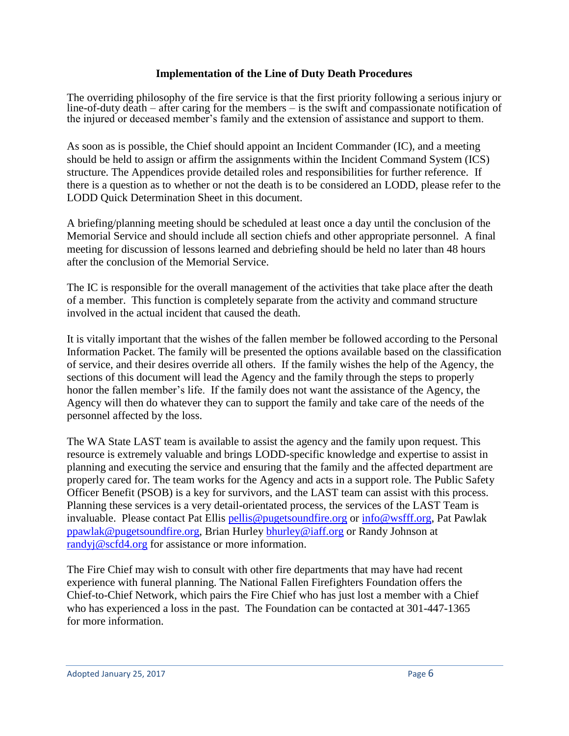## Implementation of the Line of Duty Death Procedures

The overriding philosophy of the fire service is that the first priority following a serious injury or line-of-duty death – after caring for the members – is the swift and compassionate notification of the injured or deceased member's family and the extension of assistance and support to them.

As soon as is possible, the Chief should appoint an Incident Commander (IC), and a meeting should be held to assign or affirm the assignments within the Incident Command System (ICS) structure. The Appendices provide detailed roles and responsibilities for further reference. If there is a question as to whether or not the death is to be considered an LODD, please refer to the LODD Quick Determination Sheet in this document.

A briefing/planning meeting should be scheduled at least once a day until the conclusion of the Memorial Service and should include all section chiefs and other appropriate personnel. A final meeting for discussion of lessons learned and debriefing should be held no later than 48 hours after the conclusion of the Memorial Service.

The IC is responsible for the overall management of the activities that take place after the death of a member. This function is completely separate from the activity and command structure involved in the actual incident that caused the death.

It is vitally important that the wishes of the fallen member be followed according to the Personal Information Packet. The family will be presented the options available based on the classification of service, and their desires override all others. If the family wishes the help of the Agency, the sections of this document will lead the Agency and the family through the steps to properly honor the fallen member's life. If the family does not want the assistance of the Agency, the Agency will then do whatever they can to support the family and take care of the needs of the personnel affected by the loss.

The WA State LAST team is available to assist the agency and the family upon request. This resource is extremely valuable and brings LODD-specific knowledge and expertise to assist in planning and executing the service and ensuring that the family and the affected department are properly cared for. The team works for the Agency and acts in a support role. The Public Safety Officer Benefit (PSOB) is a key for survivors, and the LAST team can assist with this process. Planning these services is a very detail-orientated process, the services of the LAST Team is invaluable. Please contact Pat Ellis pellis@pugetsoundfire.org or info@wsfff.org, Pat Pawlak ppawlak@pugetsoundfire.org, Brian Hurley bhurley@iaff.org or Randy Johnson at randyj@scfd4.org for assistance or more information.

The Fire Chief may wish to consult with other fire departments that may have had recent experience with funeral planning. The National Fallen Firefighters Foundation offers the Chief-to-Chief Network, which pairs the Fire Chief who has just lost a member with a Chief who has experienced a loss in the past. The Foundation can be contacted at 301-447-1365 for more information.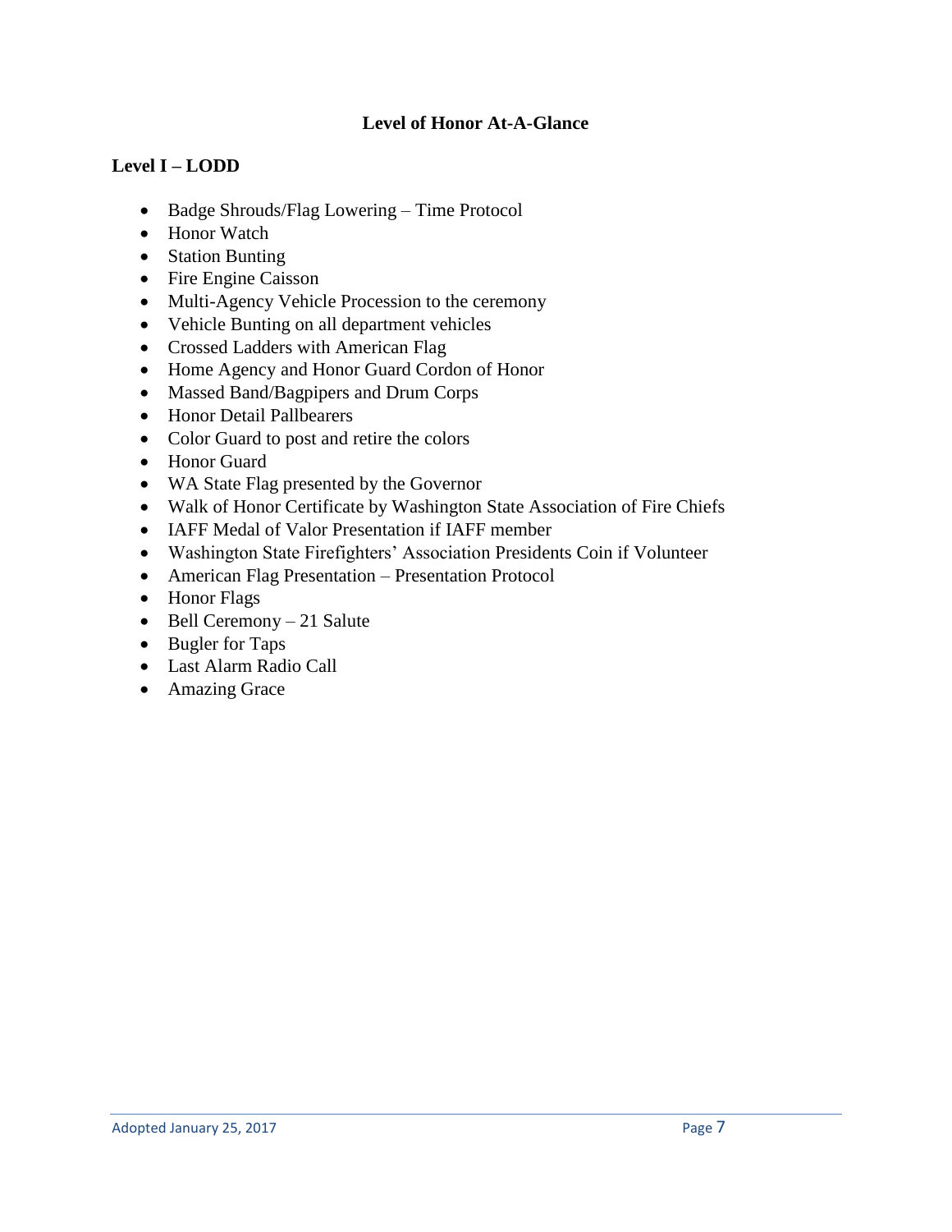## Level of Honor At-A-Glance

### Level I – LODD

- Badge Shrouds/Flag Lowering – Time Protocol
- Honor Watch
- Station Bunting
- Fire Engine Caisson
- Multi-Agency Vehicle Procession to the ceremony
- Vehicle Bunting on all department vehicles
- Crossed Ladders with American Flag
- Home Agency and Honor Guard Cordon of Honor
- Massed Band/Bagpipers and Drum Corps
- Honor Detail Pallbearers
- Color Guard to post and retire the colors
- Honor Guard
- WA State Flag presented by the Governor
- Walk of Honor Certificate by Washington State Association of Fire Chiefs
- IAFF Medal of Valor Presentation if IAFF member
- Washington State Firefighters' Association Presidents Coin if Volunteer
- American Flag Presentation – Presentation Protocol
- Honor Flags
- Bell Ceremony – 21 Salute
- Bugler for Taps
- Last Alarm Radio Call
- Amazing Grace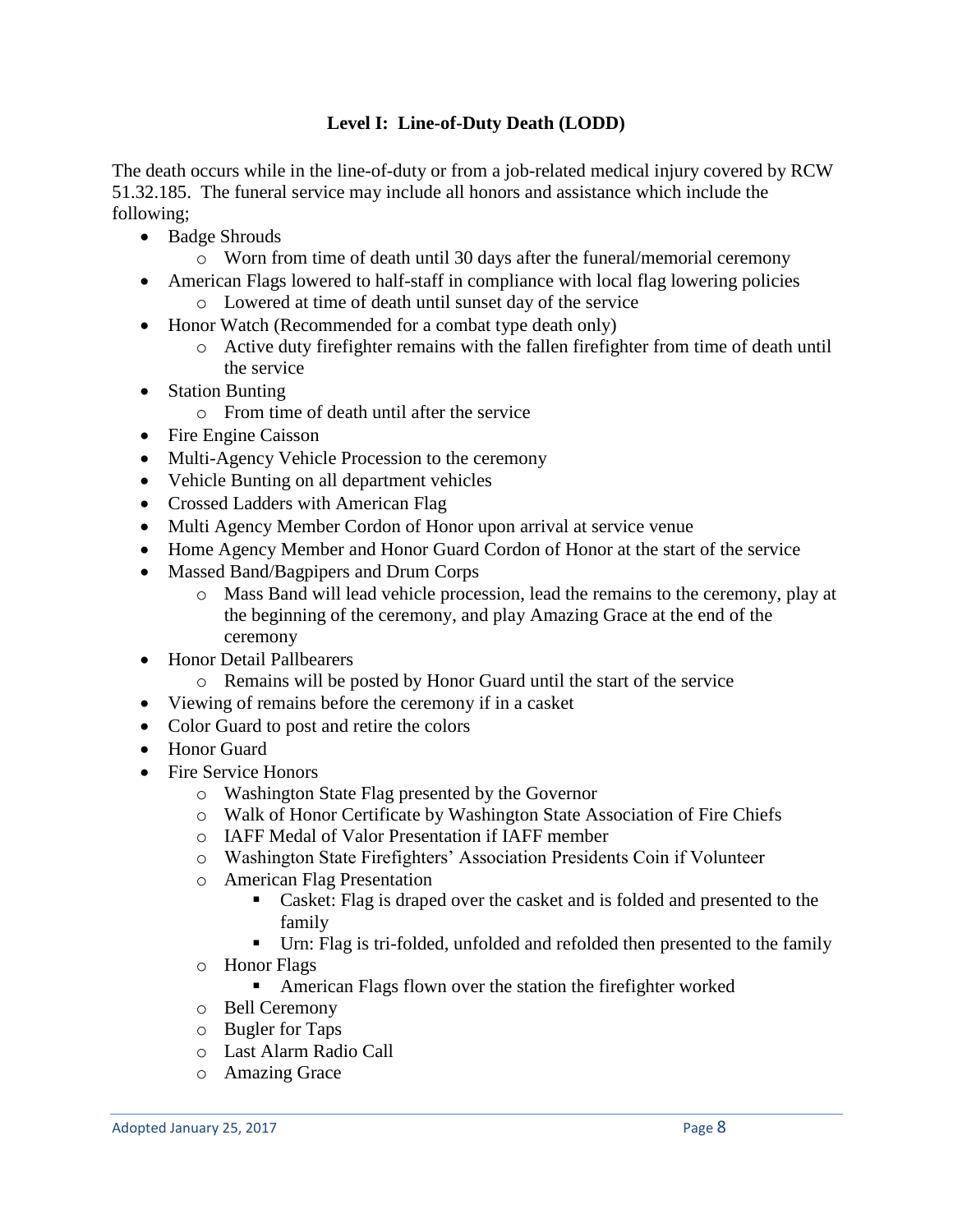**Level I: Line-of-Duty Death (LODD)**

The death occurs while in the line-of-duty or from a job-related medical injury covered by RCW 51.32.185. The funeral service may include all honors and assistance which include the following;

- Badge Shrouds
  - Worn from time of death until 30 days after the funeral/memorial ceremony
- American Flags lowered to half-staff in compliance with local flag lowering policies
  - Lowered at time of death until sunset day of the service
- Honor Watch (Recommended for a combat type death only)
  - Active duty firefighter remains with the fallen firefighter from time of death until the service
- Station Bunting
  - From time of death until after the service
- Fire Engine Caisson
- Multi-Agency Vehicle Procession to the ceremony
- Vehicle Bunting on all department vehicles
- Crossed Ladders with American Flag
- Multi Agency Member Cordon of Honor upon arrival at service venue
- Home Agency Member and Honor Guard Cordon of Honor at the start of the service
- Massed Band/Bagpipers and Drum Corps
  - Mass Band will lead vehicle procession, lead the remains to the ceremony, play at the beginning of the ceremony, and play Amazing Grace at the end of the ceremony
- Honor Detail Pallbearers
  - Remains will be posted by Honor Guard until the start of the service
- Viewing of remains before the ceremony if in a casket
- Color Guard to post and retire the colors
- Honor Guard
- Fire Service Honors
  - Washington State Flag presented by the Governor
  - Walk of Honor Certificate by Washington State Association of Fire Chiefs
  - IAFF Medal of Valor Presentation if IAFF member
  - Washington State Firefighters' Association Presidents Coin if Volunteer
  - American Flag Presentation
    - Casket: Flag is draped over the casket and is folded and presented to the family
    - Urn: Flag is tri-folded, unfolded and refolded then presented to the family
  - Honor Flags
    - American Flags flown over the station the firefighter worked
  - Bell Ceremony
  - Bugler for Taps
  - Last Alarm Radio Call
  - Amazing Grace

Adopted January 25, 2017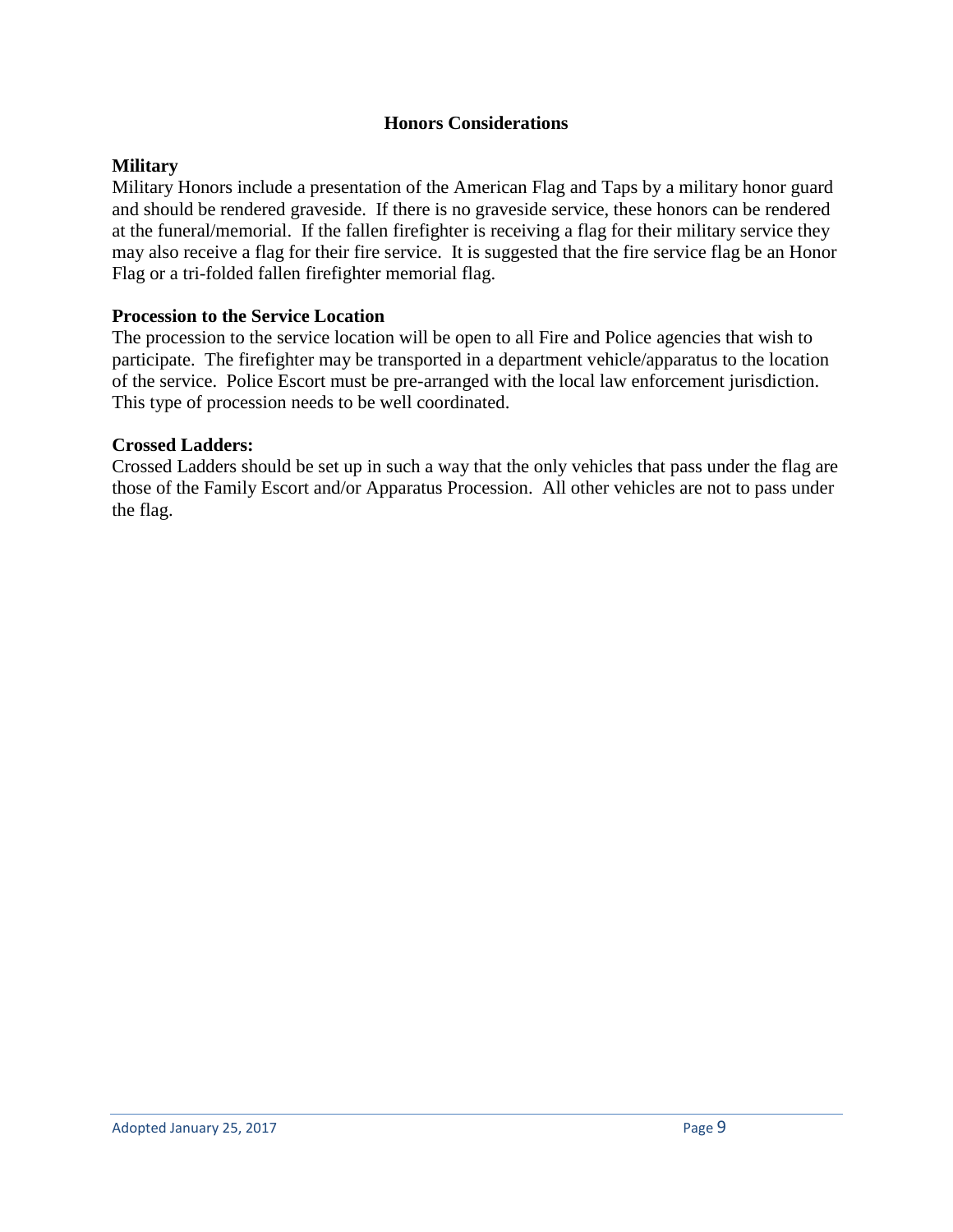## Honors Considerations

### Military

Military Honors include a presentation of the American Flag and Taps by a military honor guard and should be rendered graveside. If there is no graveside service, these honors can be rendered at the funeral/memorial. If the fallen firefighter is receiving a flag for their military service they may also receive a flag for their fire service. It is suggested that the fire service flag be an Honor Flag or a tri-folded fallen firefighter memorial flag.

### Procession to the Service Location

The procession to the service location will be open to all Fire and Police agencies that wish to participate. The firefighter may be transported in a department vehicle/apparatus to the location of the service. Police Escort must be pre-arranged with the local law enforcement jurisdiction. This type of procession needs to be well coordinated.

### Crossed Ladders:

Crossed Ladders should be set up in such a way that the only vehicles that pass under the flag are those of the Family Escort and/or Apparatus Procession. All other vehicles are not to pass under the flag.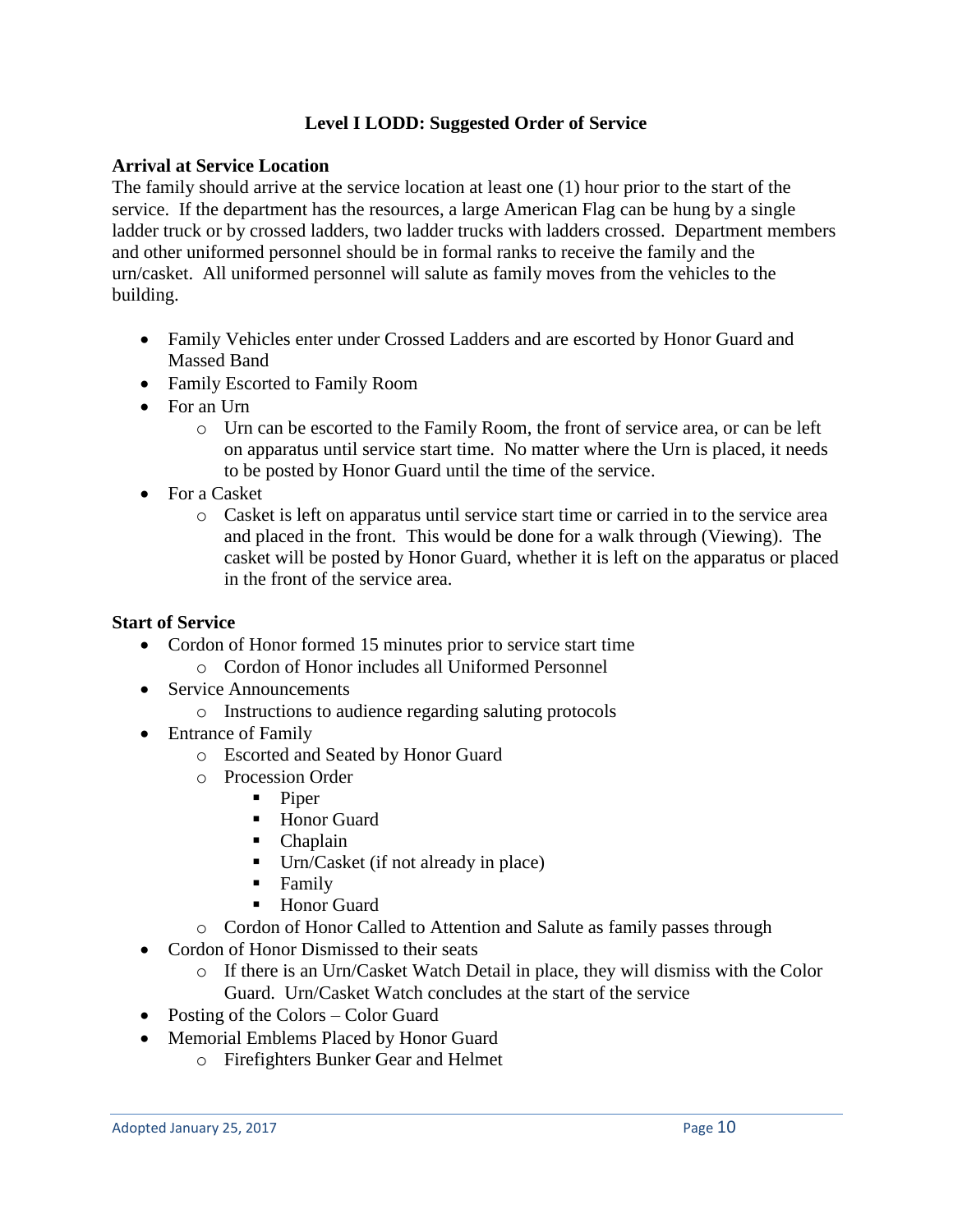## Level I LODD: Suggested Order of Service

**Arrival at Service Location**

The family should arrive at the service location at least one (1) hour prior to the start of the service. If the department has the resources, a large American Flag can be hung by a single ladder truck or by crossed ladders, two ladder trucks with ladders crossed. Department members and other uniformed personnel should be in formal ranks to receive the family and the urn/casket. All uniformed personnel will salute as family moves from the vehicles to the building.

- Family Vehicles enter under Crossed Ladders and are escorted by Honor Guard and Massed Band
- Family Escorted to Family Room
- For an Urn
  - Urn can be escorted to the Family Room, the front of service area, or can be left on apparatus until service start time. No matter where the Urn is placed, it needs to be posted by Honor Guard until the time of the service.
- For a Casket
  - Casket is left on apparatus until service start time or carried in to the service area and placed in the front. This would be done for a walk through (Viewing). The casket will be posted by Honor Guard, whether it is left on the apparatus or placed in the front of the service area.

**Start of Service**

- Cordon of Honor formed 15 minutes prior to service start time
  - Cordon of Honor includes all Uniformed Personnel
- Service Announcements
  - Instructions to audience regarding saluting protocols
- Entrance of Family
  - Escorted and Seated by Honor Guard
  - Procession Order
    - Piper
    - Honor Guard
    - Chaplain
    - Urn/Casket (if not already in place)
    - Family
    - Honor Guard
  - Cordon of Honor Called to Attention and Salute as family passes through
- Cordon of Honor Dismissed to their seats
  - If there is an Urn/Casket Watch Detail in place, they will dismiss with the Color Guard. Urn/Casket Watch concludes at the start of the service
- Posting of the Colors – Color Guard
- Memorial Emblems Placed by Honor Guard
  - Firefighters Bunker Gear and Helmet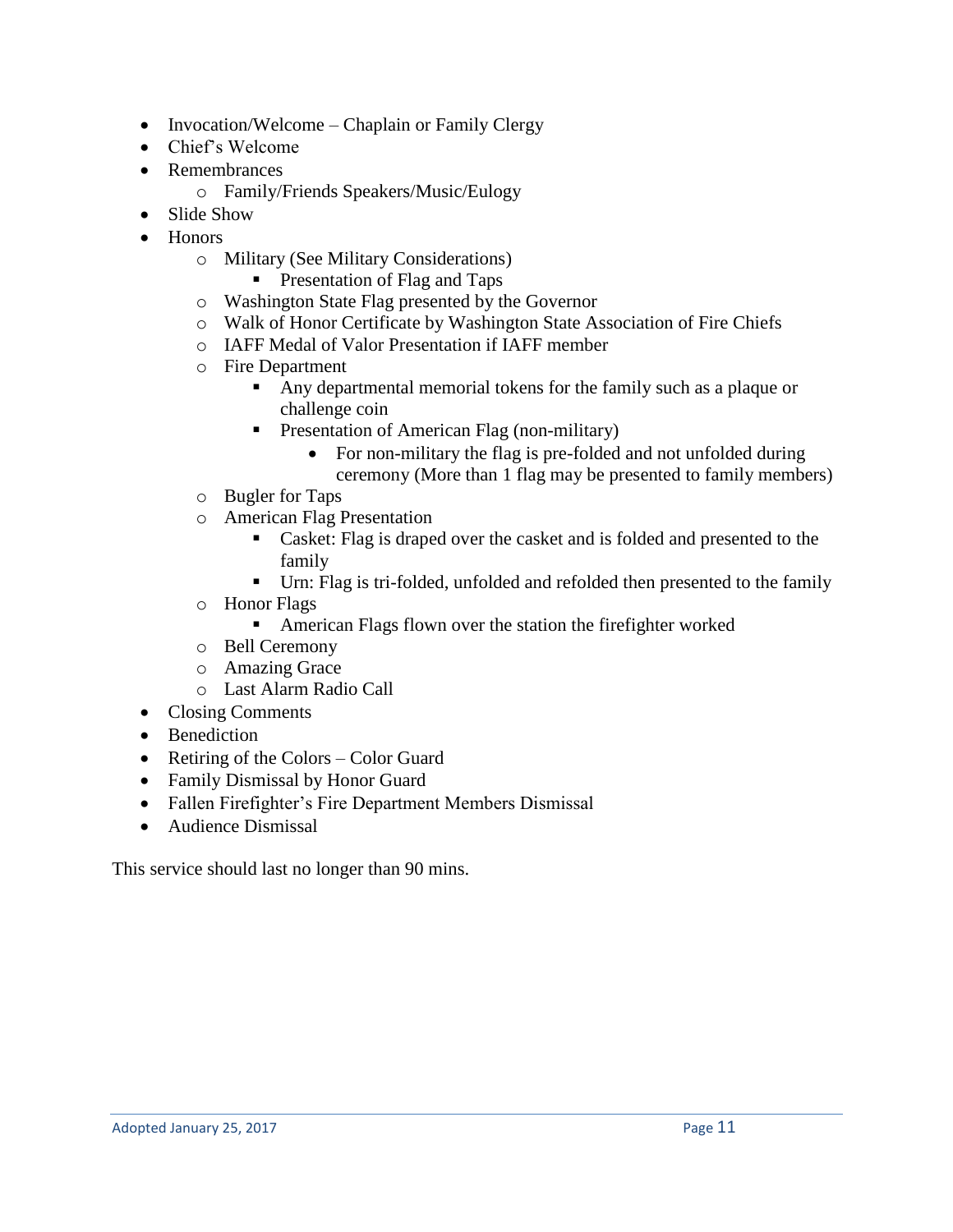- Invocation/Welcome – Chaplain or Family Clergy
- Chief's Welcome
- Remembrances
  - Family/Friends Speakers/Music/Eulogy
- Slide Show
- Honors
  - Military (See Military Considerations)
    - Presentation of Flag and Taps
  - Washington State Flag presented by the Governor
  - Walk of Honor Certificate by Washington State Association of Fire Chiefs
  - IAFF Medal of Valor Presentation if IAFF member
  - Fire Department
    - Any departmental memorial tokens for the family such as a plaque or challenge coin
    - Presentation of American Flag (non-military)
      - For non-military the flag is pre-folded and not unfolded during ceremony (More than 1 flag may be presented to family members)
  - Bugler for Taps
  - American Flag Presentation
    - Casket: Flag is draped over the casket and is folded and presented to the family
    - Urn: Flag is tri-folded, unfolded and refolded then presented to the family
  - Honor Flags
    - American Flags flown over the station the firefighter worked
  - Bell Ceremony
  - Amazing Grace
  - Last Alarm Radio Call
- Closing Comments
- Benediction
- Retiring of the Colors – Color Guard
- Family Dismissal by Honor Guard
- Fallen Firefighter's Fire Department Members Dismissal
- Audience Dismissal

This service should last no longer than 90 mins.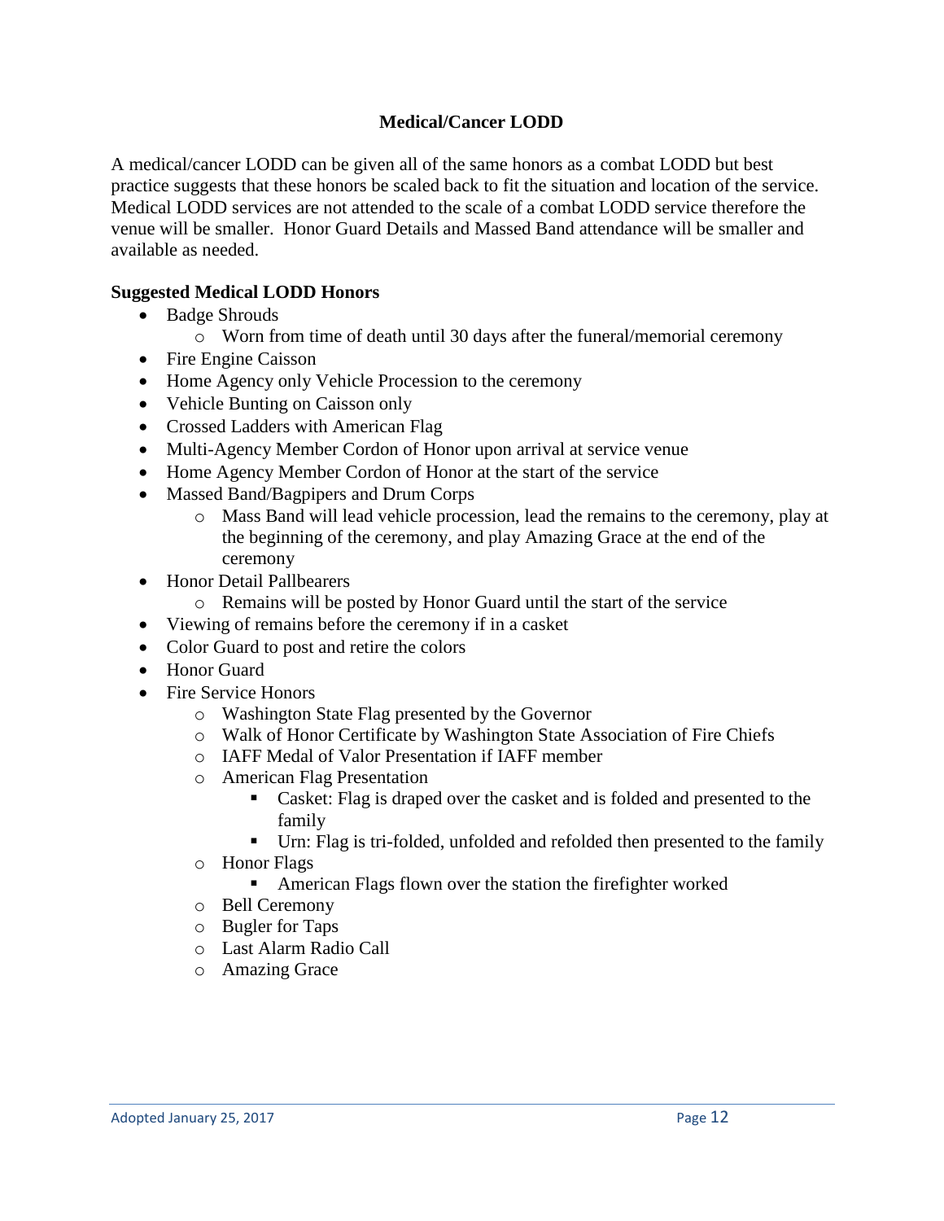## Medical/Cancer LODD

A medical/cancer LODD can be given all of the same honors as a combat LODD but best practice suggests that these honors be scaled back to fit the situation and location of the service. Medical LODD services are not attended to the scale of a combat LODD service therefore the venue will be smaller. Honor Guard Details and Massed Band attendance will be smaller and available as needed.

**Suggested Medical LODD Honors**

- Badge Shrouds
  - Worn from time of death until 30 days after the funeral/memorial ceremony
- Fire Engine Caisson
- Home Agency only Vehicle Procession to the ceremony
- Vehicle Bunting on Caisson only
- Crossed Ladders with American Flag
- Multi-Agency Member Cordon of Honor upon arrival at service venue
- Home Agency Member Cordon of Honor at the start of the service
- Massed Band/Bagpipers and Drum Corps
  - Mass Band will lead vehicle procession, lead the remains to the ceremony, play at the beginning of the ceremony, and play Amazing Grace at the end of the ceremony
- Honor Detail Pallbearers
  - Remains will be posted by Honor Guard until the start of the service
- Viewing of remains before the ceremony if in a casket
- Color Guard to post and retire the colors
- Honor Guard
- Fire Service Honors
  - Washington State Flag presented by the Governor
  - Walk of Honor Certificate by Washington State Association of Fire Chiefs
  - IAFF Medal of Valor Presentation if IAFF member
  - American Flag Presentation
    - Casket: Flag is draped over the casket and is folded and presented to the family
    - Urn: Flag is tri-folded, unfolded and refolded then presented to the family
  - Honor Flags
    - American Flags flown over the station the firefighter worked
  - Bell Ceremony
  - Bugler for Taps
  - Last Alarm Radio Call
  - Amazing Grace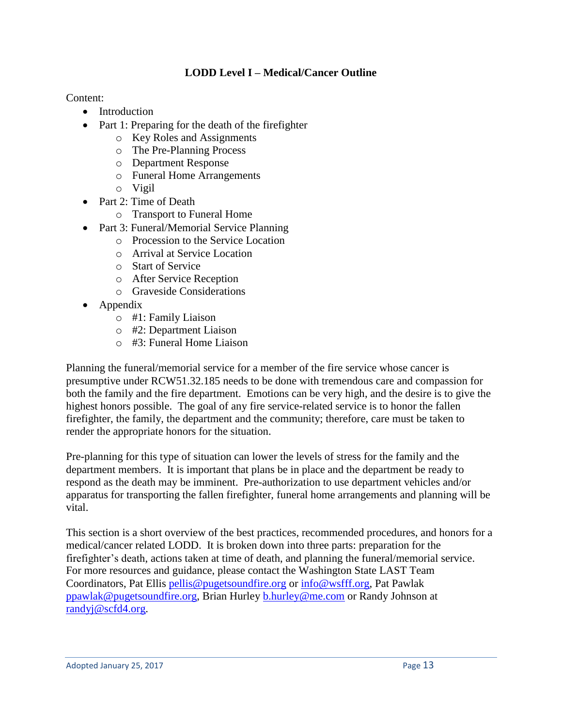**LODD Level I – Medical/Cancer Outline**

Content:

- Introduction
- Part 1: Preparing for the death of the firefighter
  - Key Roles and Assignments
  - The Pre-Planning Process
  - Department Response
  - Funeral Home Arrangements
  - Vigil
- Part 2: Time of Death
  - Transport to Funeral Home
- Part 3: Funeral/Memorial Service Planning
  - Procession to the Service Location
  - Arrival at Service Location
  - Start of Service
  - After Service Reception
  - Graveside Considerations
- Appendix
  - #1: Family Liaison
  - #2: Department Liaison
  - #3: Funeral Home Liaison

Planning the funeral/memorial service for a member of the fire service whose cancer is presumptive under RCW51.32.185 needs to be done with tremendous care and compassion for both the family and the fire department. Emotions can be very high, and the desire is to give the highest honors possible. The goal of any fire service-related service is to honor the fallen firefighter, the family, the department and the community; therefore, care must be taken to render the appropriate honors for the situation.

Pre-planning for this type of situation can lower the levels of stress for the family and the department members. It is important that plans be in place and the department be ready to respond as the death may be imminent. Pre-authorization to use department vehicles and/or apparatus for transporting the fallen firefighter, funeral home arrangements and planning will be vital.

This section is a short overview of the best practices, recommended procedures, and honors for a medical/cancer related LODD. It is broken down into three parts: preparation for the firefighter's death, actions taken at time of death, and planning the funeral/memorial service. For more resources and guidance, please contact the Washington State LAST Team Coordinators, Pat Ellis pellis@pugetsoundfire.org or info@wsfff.org, Pat Pawlak ppawlak@pugetsoundfire.org, Brian Hurley b.hurley@me.com or Randy Johnson at randyj@scfd4.org.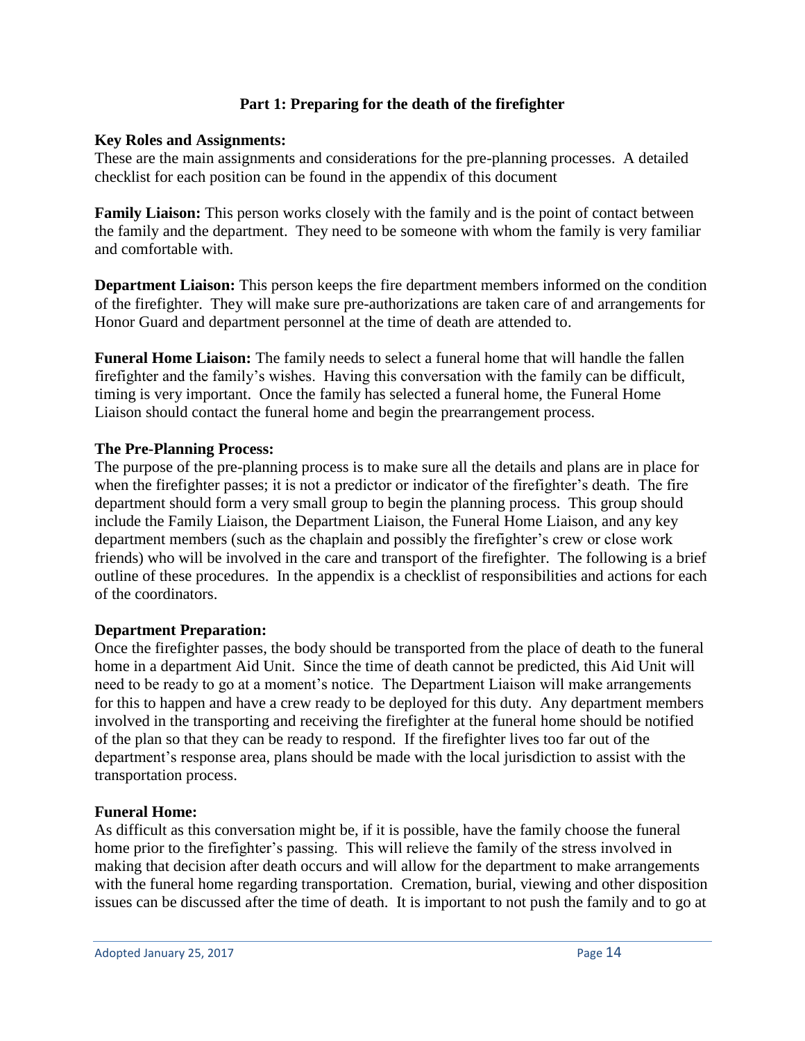## Part 1: Preparing for the death of the firefighter

**Key Roles and Assignments:**
These are the main assignments and considerations for the pre-planning processes. A detailed checklist for each position can be found in the appendix of this document

**Family Liaison:** This person works closely with the family and is the point of contact between the family and the department. They need to be someone with whom the family is very familiar and comfortable with.

**Department Liaison:** This person keeps the fire department members informed on the condition of the firefighter. They will make sure pre-authorizations are taken care of and arrangements for Honor Guard and department personnel at the time of death are attended to.

**Funeral Home Liaison:** The family needs to select a funeral home that will handle the fallen firefighter and the family's wishes. Having this conversation with the family can be difficult, timing is very important. Once the family has selected a funeral home, the Funeral Home Liaison should contact the funeral home and begin the prearrangement process.

**The Pre-Planning Process:**
The purpose of the pre-planning process is to make sure all the details and plans are in place for when the firefighter passes; it is not a predictor or indicator of the firefighter's death. The fire department should form a very small group to begin the planning process. This group should include the Family Liaison, the Department Liaison, the Funeral Home Liaison, and any key department members (such as the chaplain and possibly the firefighter's crew or close work friends) who will be involved in the care and transport of the firefighter. The following is a brief outline of these procedures. In the appendix is a checklist of responsibilities and actions for each of the coordinators.

**Department Preparation:**
Once the firefighter passes, the body should be transported from the place of death to the funeral home in a department Aid Unit. Since the time of death cannot be predicted, this Aid Unit will need to be ready to go at a moment's notice. The Department Liaison will make arrangements for this to happen and have a crew ready to be deployed for this duty. Any department members involved in the transporting and receiving the firefighter at the funeral home should be notified of the plan so that they can be ready to respond. If the firefighter lives too far out of the department's response area, plans should be made with the local jurisdiction to assist with the transportation process.

**Funeral Home:**
As difficult as this conversation might be, if it is possible, have the family choose the funeral home prior to the firefighter's passing. This will relieve the family of the stress involved in making that decision after death occurs and will allow for the department to make arrangements with the funeral home regarding transportation. Cremation, burial, viewing and other disposition issues can be discussed after the time of death. It is important to not push the family and to go at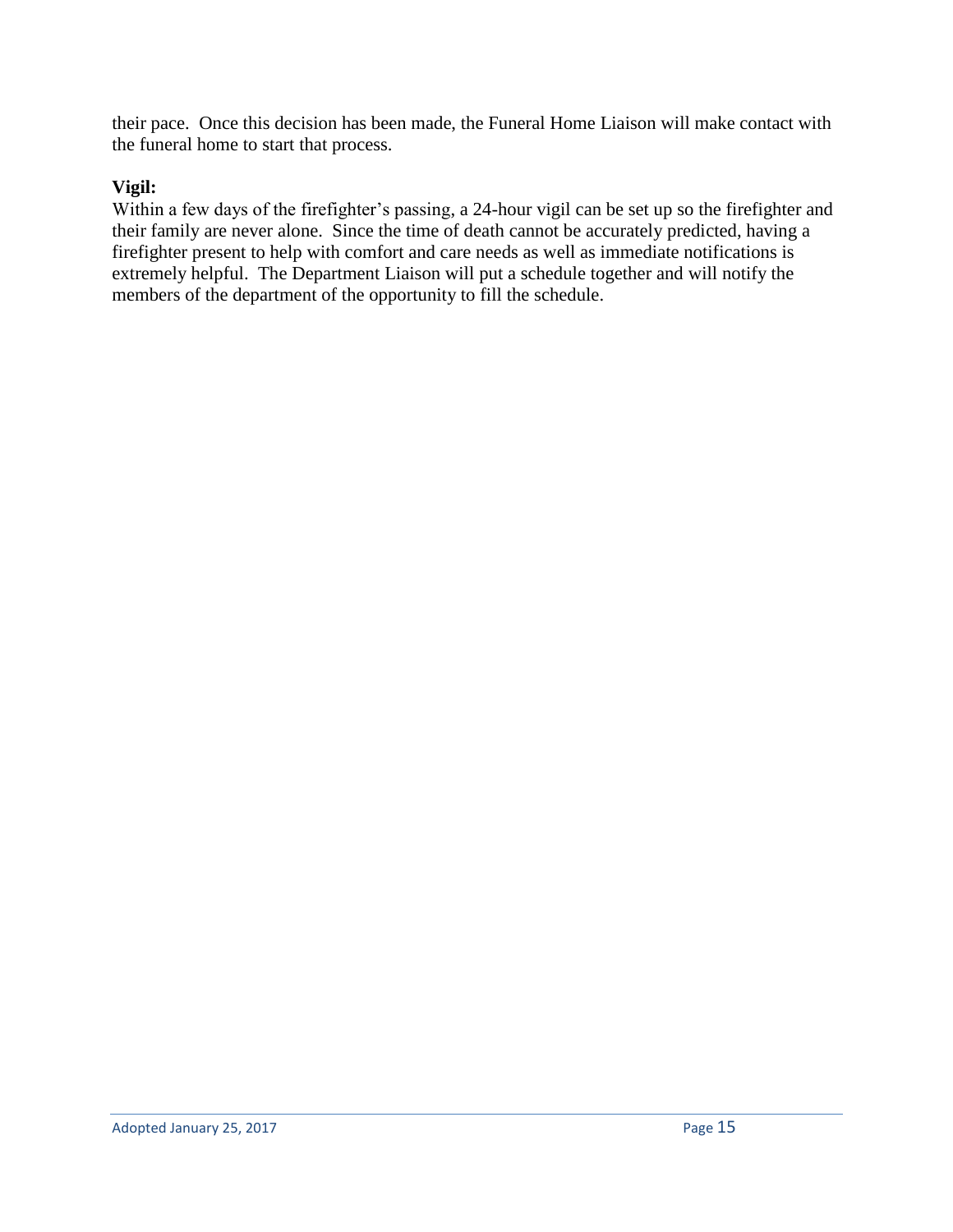their pace. Once this decision has been made, the Funeral Home Liaison will make contact with the funeral home to start that process.

**Vigil:**
Within a few days of the firefighter's passing, a 24-hour vigil can be set up so the firefighter and their family are never alone. Since the time of death cannot be accurately predicted, having a firefighter present to help with comfort and care needs as well as immediate notifications is extremely helpful. The Department Liaison will put a schedule together and will notify the members of the department of the opportunity to fill the schedule.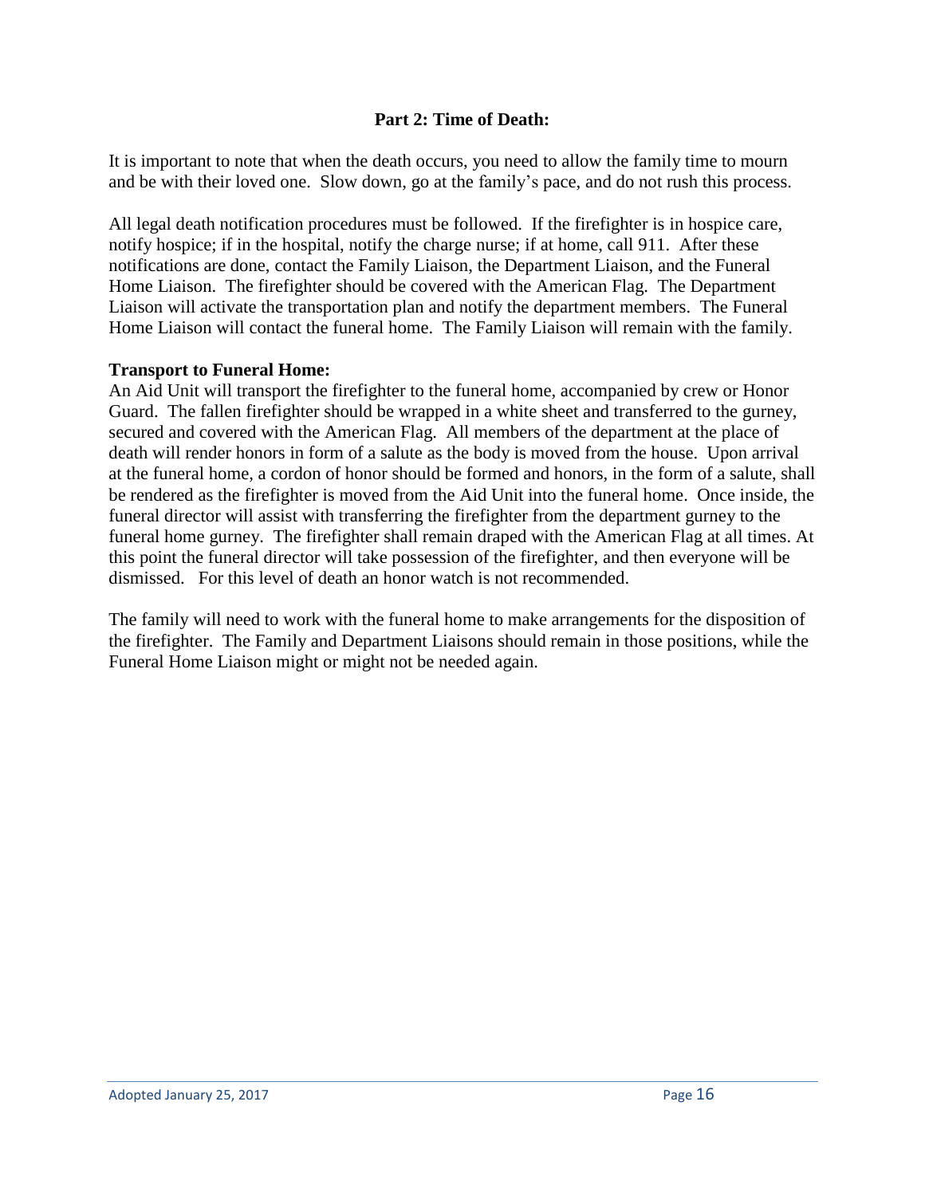## Part 2: Time of Death:

It is important to note that when the death occurs, you need to allow the family time to mourn and be with their loved one. Slow down, go at the family's pace, and do not rush this process.

All legal death notification procedures must be followed. If the firefighter is in hospice care, notify hospice; if in the hospital, notify the charge nurse; if at home, call 911. After these notifications are done, contact the Family Liaison, the Department Liaison, and the Funeral Home Liaison. The firefighter should be covered with the American Flag. The Department Liaison will activate the transportation plan and notify the department members. The Funeral Home Liaison will contact the funeral home. The Family Liaison will remain with the family.

**Transport to Funeral Home:**

An Aid Unit will transport the firefighter to the funeral home, accompanied by crew or Honor Guard. The fallen firefighter should be wrapped in a white sheet and transferred to the gurney, secured and covered with the American Flag. All members of the department at the place of death will render honors in form of a salute as the body is moved from the house. Upon arrival at the funeral home, a cordon of honor should be formed and honors, in the form of a salute, shall be rendered as the firefighter is moved from the Aid Unit into the funeral home. Once inside, the funeral director will assist with transferring the firefighter from the department gurney to the funeral home gurney. The firefighter shall remain draped with the American Flag at all times. At this point the funeral director will take possession of the firefighter, and then everyone will be dismissed. For this level of death an honor watch is not recommended.

The family will need to work with the funeral home to make arrangements for the disposition of the firefighter. The Family and Department Liaisons should remain in those positions, while the Funeral Home Liaison might or might not be needed again.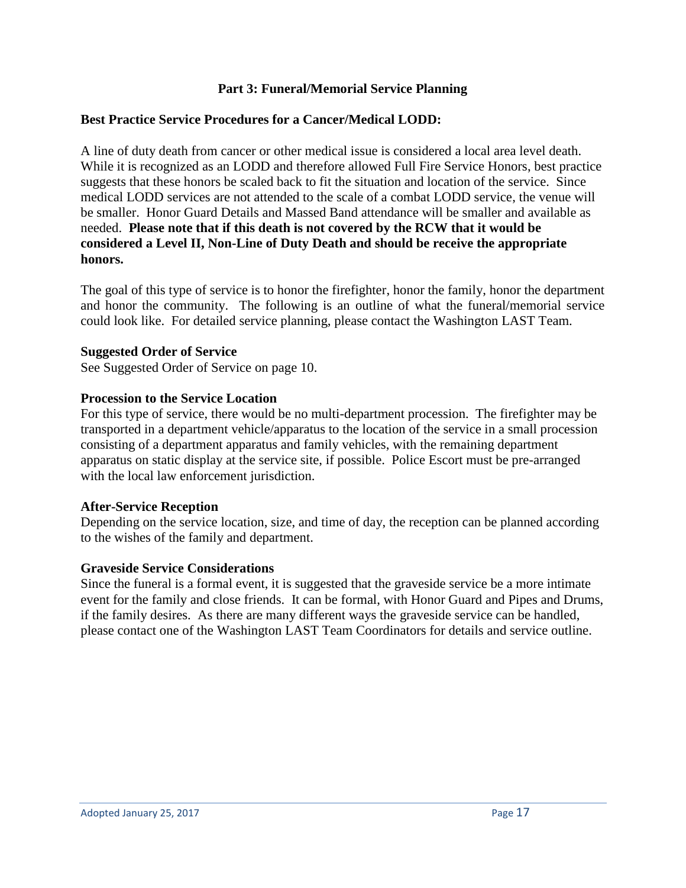## Part 3: Funeral/Memorial Service Planning

**Best Practice Service Procedures for a Cancer/Medical LODD:**

A line of duty death from cancer or other medical issue is considered a local area level death. While it is recognized as an LODD and therefore allowed Full Fire Service Honors, best practice suggests that these honors be scaled back to fit the situation and location of the service. Since medical LODD services are not attended to the scale of a combat LODD service, the venue will be smaller. Honor Guard Details and Massed Band attendance will be smaller and available as needed. **Please note that if this death is not covered by the RCW that it would be considered a Level II, Non-Line of Duty Death and should be receive the appropriate honors.**

The goal of this type of service is to honor the firefighter, honor the family, honor the department and honor the community. The following is an outline of what the funeral/memorial service could look like. For detailed service planning, please contact the Washington LAST Team.

**Suggested Order of Service**
See Suggested Order of Service on page 10.

**Procession to the Service Location**
For this type of service, there would be no multi-department procession. The firefighter may be transported in a department vehicle/apparatus to the location of the service in a small procession consisting of a department apparatus and family vehicles, with the remaining department apparatus on static display at the service site, if possible. Police Escort must be pre-arranged with the local law enforcement jurisdiction.

**After-Service Reception**
Depending on the service location, size, and time of day, the reception can be planned according to the wishes of the family and department.

**Graveside Service Considerations**
Since the funeral is a formal event, it is suggested that the graveside service be a more intimate event for the family and close friends. It can be formal, with Honor Guard and Pipes and Drums, if the family desires. As there are many different ways the graveside service can be handled, please contact one of the Washington LAST Team Coordinators for details and service outline.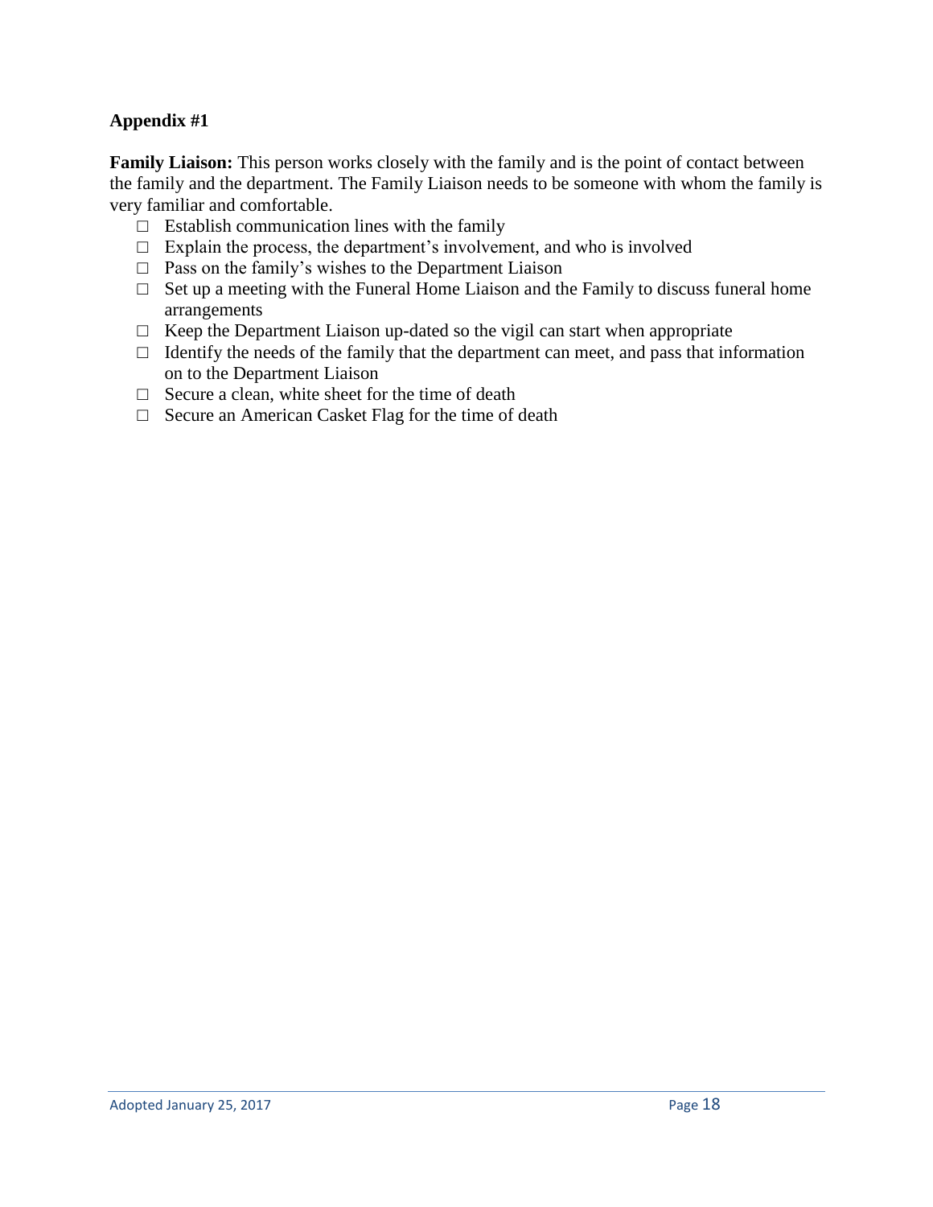**Appendix #1**

**Family Liaison:** This person works closely with the family and is the point of contact between the family and the department. The Family Liaison needs to be someone with whom the family is very familiar and comfortable.

- [ ] Establish communication lines with the family
- [ ] Explain the process, the department's involvement, and who is involved
- [ ] Pass on the family's wishes to the Department Liaison
- [ ] Set up a meeting with the Funeral Home Liaison and the Family to discuss funeral home arrangements
- [ ] Keep the Department Liaison up-dated so the vigil can start when appropriate
- [ ] Identify the needs of the family that the department can meet, and pass that information on to the Department Liaison
- [ ] Secure a clean, white sheet for the time of death
- [ ] Secure an American Casket Flag for the time of death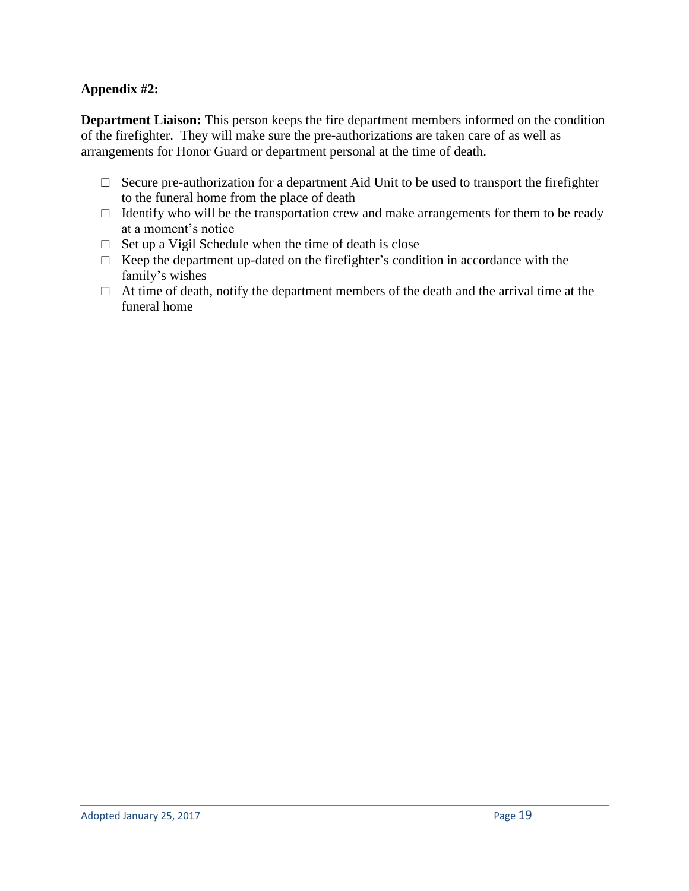**Appendix #2:**

**Department Liaison:** This person keeps the fire department members informed on the condition of the firefighter.  They will make sure the pre-authorizations are taken care of as well as arrangements for Honor Guard or department personal at the time of death.

- □ Secure pre-authorization for a department Aid Unit to be used to transport the firefighter to the funeral home from the place of death
- □ Identify who will be the transportation crew and make arrangements for them to be ready at a moment's notice
- □ Set up a Vigil Schedule when the time of death is close
- □ Keep the department up-dated on the firefighter's condition in accordance with the family's wishes
- □ At time of death, notify the department members of the death and the arrival time at the funeral home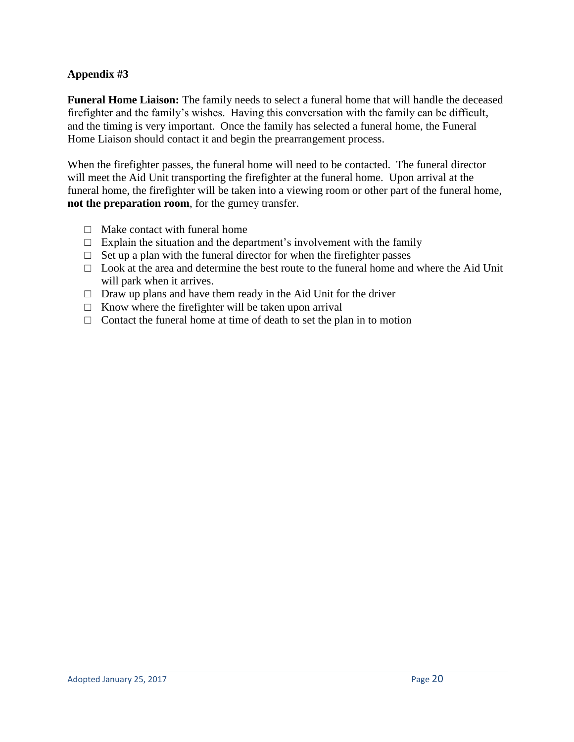**Appendix #3**

**Funeral Home Liaison:** The family needs to select a funeral home that will handle the deceased firefighter and the family's wishes. Having this conversation with the family can be difficult, and the timing is very important. Once the family has selected a funeral home, the Funeral Home Liaison should contact it and begin the prearrangement process.

When the firefighter passes, the funeral home will need to be contacted. The funeral director will meet the Aid Unit transporting the firefighter at the funeral home. Upon arrival at the funeral home, the firefighter will be taken into a viewing room or other part of the funeral home, **not the preparation room**, for the gurney transfer.

- ☐ Make contact with funeral home
- ☐ Explain the situation and the department's involvement with the family
- ☐ Set up a plan with the funeral director for when the firefighter passes
- ☐ Look at the area and determine the best route to the funeral home and where the Aid Unit will park when it arrives.
- ☐ Draw up plans and have them ready in the Aid Unit for the driver
- ☐ Know where the firefighter will be taken upon arrival
- ☐ Contact the funeral home at time of death to set the plan in to motion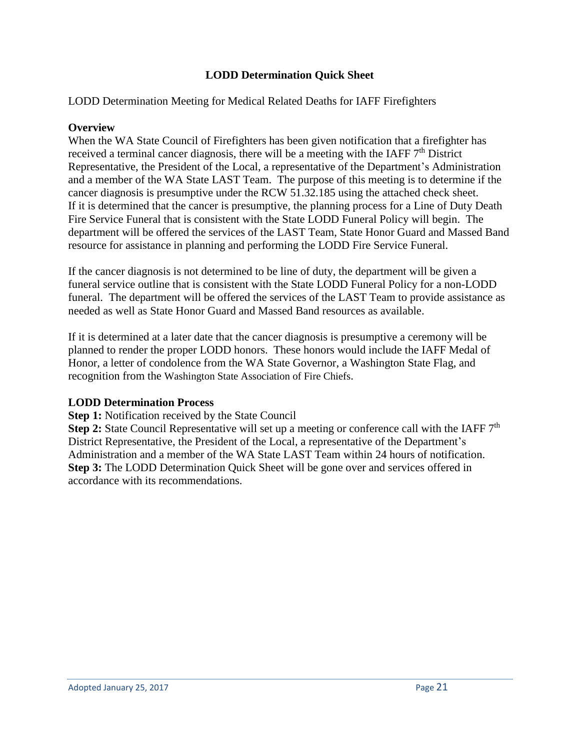# LODD Determination Quick Sheet

LODD Determination Meeting for Medical Related Deaths for IAFF Firefighters

## Overview

When the WA State Council of Firefighters has been given notification that a firefighter has received a terminal cancer diagnosis, there will be a meeting with the IAFF 7th District Representative, the President of the Local, a representative of the Department's Administration and a member of the WA State LAST Team. The purpose of this meeting is to determine if the cancer diagnosis is presumptive under the RCW 51.32.185 using the attached check sheet. If it is determined that the cancer is presumptive, the planning process for a Line of Duty Death Fire Service Funeral that is consistent with the State LODD Funeral Policy will begin. The department will be offered the services of the LAST Team, State Honor Guard and Massed Band resource for assistance in planning and performing the LODD Fire Service Funeral.

If the cancer diagnosis is not determined to be line of duty, the department will be given a funeral service outline that is consistent with the State LODD Funeral Policy for a non-LODD funeral. The department will be offered the services of the LAST Team to provide assistance as needed as well as State Honor Guard and Massed Band resources as available.

If it is determined at a later date that the cancer diagnosis is presumptive a ceremony will be planned to render the proper LODD honors. These honors would include the IAFF Medal of Honor, a letter of condolence from the WA State Governor, a Washington State Flag, and recognition from the Washington State Association of Fire Chiefs.

## LODD Determination Process

**Step 1:** Notification received by the State Council

**Step 2:** State Council Representative will set up a meeting or conference call with the IAFF 7th District Representative, the President of the Local, a representative of the Department's Administration and a member of the WA State LAST Team within 24 hours of notification.

**Step 3:** The LODD Determination Quick Sheet will be gone over and services offered in accordance with its recommendations.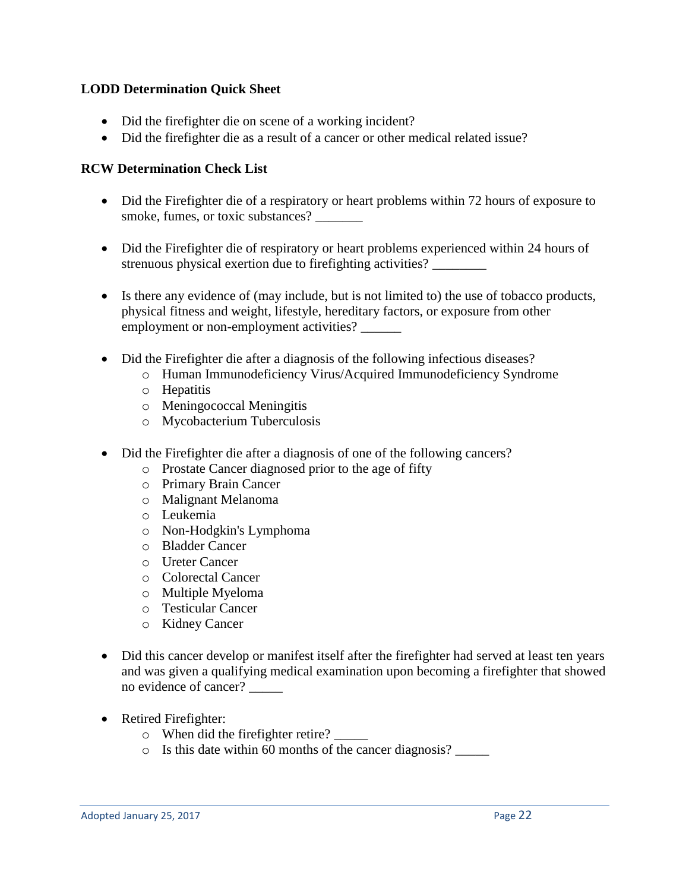**LODD Determination Quick Sheet**

- Did the firefighter die on scene of a working incident?
- Did the firefighter die as a result of a cancer or other medical related issue?

**RCW Determination Check List**

- Did the Firefighter die of a respiratory or heart problems within 72 hours of exposure to smoke, fumes, or toxic substances? _______

- Did the Firefighter die of respiratory or heart problems experienced within 24 hours of strenuous physical exertion due to firefighting activities? ________

- Is there any evidence of (may include, but is not limited to) the use of tobacco products, physical fitness and weight, lifestyle, hereditary factors, or exposure from other employment or non-employment activities? ______

- Did the Firefighter die after a diagnosis of the following infectious diseases?
  - Human Immunodeficiency Virus/Acquired Immunodeficiency Syndrome
  - Hepatitis
  - Meningococcal Meningitis
  - Mycobacterium Tuberculosis

- Did the Firefighter die after a diagnosis of one of the following cancers?
  - Prostate Cancer diagnosed prior to the age of fifty
  - Primary Brain Cancer
  - Malignant Melanoma
  - Leukemia
  - Non-Hodgkin's Lymphoma
  - Bladder Cancer
  - Ureter Cancer
  - Colorectal Cancer
  - Multiple Myeloma
  - Testicular Cancer
  - Kidney Cancer

- Did this cancer develop or manifest itself after the firefighter had served at least ten years and was given a qualifying medical examination upon becoming a firefighter that showed no evidence of cancer? _____

- Retired Firefighter:
  - When did the firefighter retire? _____
  - Is this date within 60 months of the cancer diagnosis? _____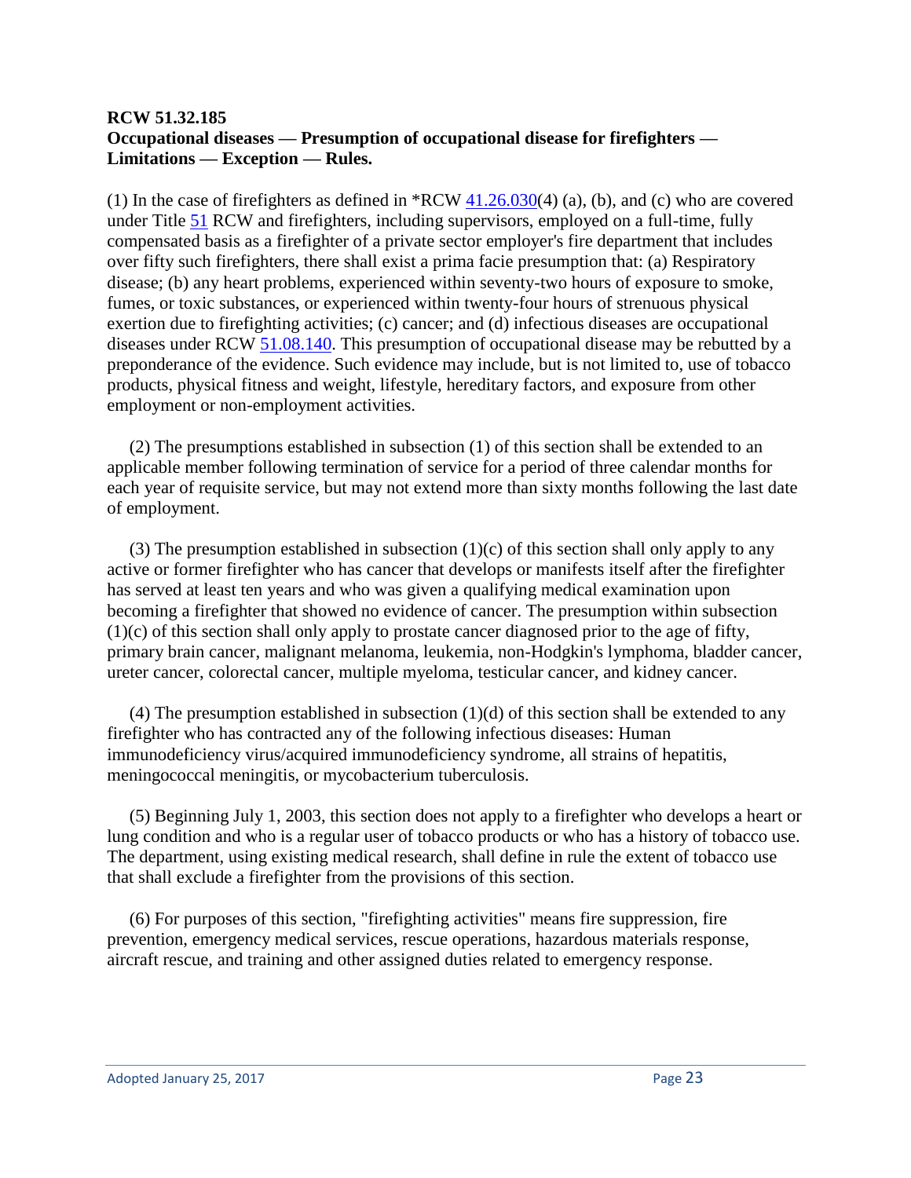**RCW 51.32.185**
**Occupational diseases — Presumption of occupational disease for firefighters — Limitations — Exception — Rules.**

(1) In the case of firefighters as defined in *RCW 41.26.030(4) (a), (b), and (c) who are covered under Title 51 RCW and firefighters, including supervisors, employed on a full-time, fully compensated basis as a firefighter of a private sector employer's fire department that includes over fifty such firefighters, there shall exist a prima facie presumption that: (a) Respiratory disease; (b) any heart problems, experienced within seventy-two hours of exposure to smoke, fumes, or toxic substances, or experienced within twenty-four hours of strenuous physical exertion due to firefighting activities; (c) cancer; and (d) infectious diseases are occupational diseases under RCW 51.08.140. This presumption of occupational disease may be rebutted by a preponderance of the evidence. Such evidence may include, but is not limited to, use of tobacco products, physical fitness and weight, lifestyle, hereditary factors, and exposure from other employment or non-employment activities.

(2) The presumptions established in subsection (1) of this section shall be extended to an applicable member following termination of service for a period of three calendar months for each year of requisite service, but may not extend more than sixty months following the last date of employment.

(3) The presumption established in subsection (1)(c) of this section shall only apply to any active or former firefighter who has cancer that develops or manifests itself after the firefighter has served at least ten years and who was given a qualifying medical examination upon becoming a firefighter that showed no evidence of cancer. The presumption within subsection (1)(c) of this section shall only apply to prostate cancer diagnosed prior to the age of fifty, primary brain cancer, malignant melanoma, leukemia, non-Hodgkin's lymphoma, bladder cancer, ureter cancer, colorectal cancer, multiple myeloma, testicular cancer, and kidney cancer.

(4) The presumption established in subsection (1)(d) of this section shall be extended to any firefighter who has contracted any of the following infectious diseases: Human immunodeficiency virus/acquired immunodeficiency syndrome, all strains of hepatitis, meningococcal meningitis, or mycobacterium tuberculosis.

(5) Beginning July 1, 2003, this section does not apply to a firefighter who develops a heart or lung condition and who is a regular user of tobacco products or who has a history of tobacco use. The department, using existing medical research, shall define in rule the extent of tobacco use that shall exclude a firefighter from the provisions of this section.

(6) For purposes of this section, "firefighting activities" means fire suppression, fire prevention, emergency medical services, rescue operations, hazardous materials response, aircraft rescue, and training and other assigned duties related to emergency response.

Adopted January 25, 2017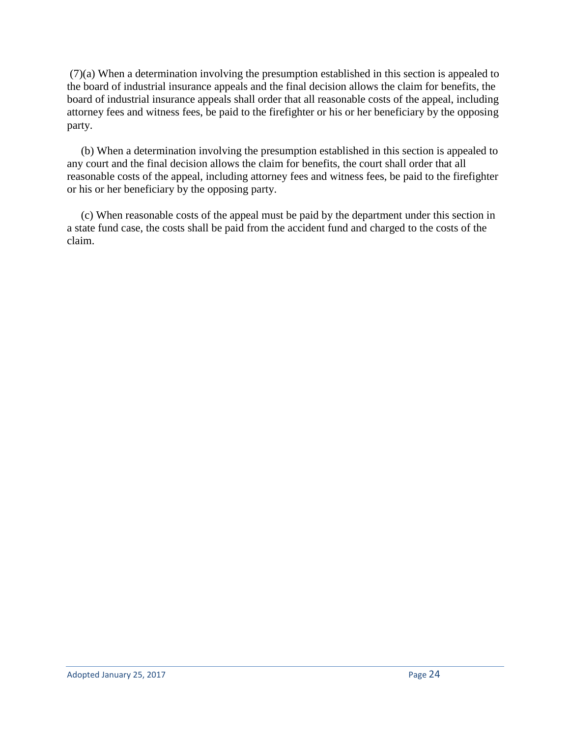(7)(a) When a determination involving the presumption established in this section is appealed to the board of industrial insurance appeals and the final decision allows the claim for benefits, the board of industrial insurance appeals shall order that all reasonable costs of the appeal, including attorney fees and witness fees, be paid to the firefighter or his or her beneficiary by the opposing party.

(b) When a determination involving the presumption established in this section is appealed to any court and the final decision allows the claim for benefits, the court shall order that all reasonable costs of the appeal, including attorney fees and witness fees, be paid to the firefighter or his or her beneficiary by the opposing party.

(c) When reasonable costs of the appeal must be paid by the department under this section in a state fund case, the costs shall be paid from the accident fund and charged to the costs of the claim.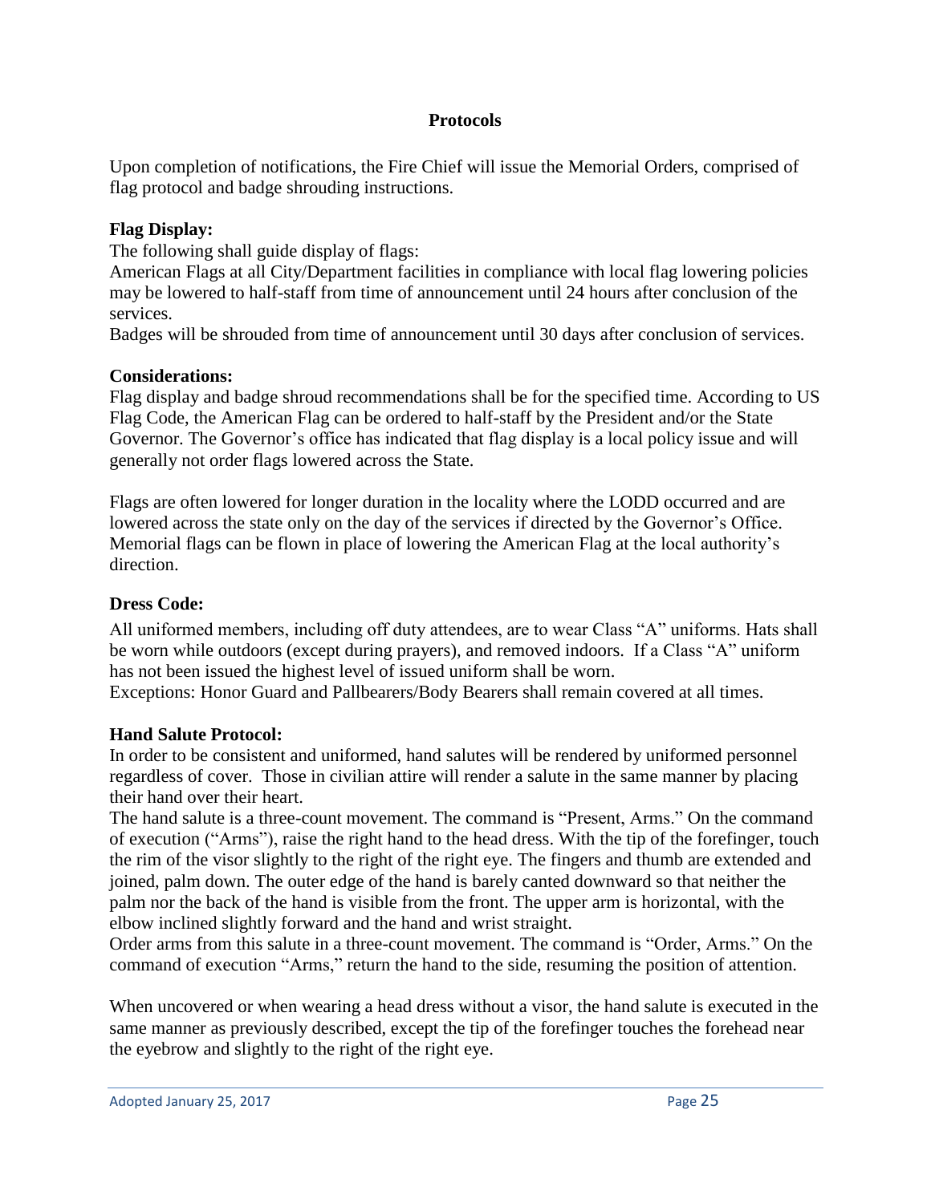## Protocols

Upon completion of notifications, the Fire Chief will issue the Memorial Orders, comprised of flag protocol and badge shrouding instructions.

**Flag Display:**

The following shall guide display of flags:

American Flags at all City/Department facilities in compliance with local flag lowering policies may be lowered to half-staff from time of announcement until 24 hours after conclusion of the services.

Badges will be shrouded from time of announcement until 30 days after conclusion of services.

**Considerations:**

Flag display and badge shroud recommendations shall be for the specified time. According to US Flag Code, the American Flag can be ordered to half-staff by the President and/or the State Governor. The Governor's office has indicated that flag display is a local policy issue and will generally not order flags lowered across the State.

Flags are often lowered for longer duration in the locality where the LODD occurred and are lowered across the state only on the day of the services if directed by the Governor's Office. Memorial flags can be flown in place of lowering the American Flag at the local authority's direction.

**Dress Code:**

All uniformed members, including off duty attendees, are to wear Class "A" uniforms. Hats shall be worn while outdoors (except during prayers), and removed indoors. If a Class "A" uniform has not been issued the highest level of issued uniform shall be worn.

Exceptions: Honor Guard and Pallbearers/Body Bearers shall remain covered at all times.

**Hand Salute Protocol:**

In order to be consistent and uniformed, hand salutes will be rendered by uniformed personnel regardless of cover. Those in civilian attire will render a salute in the same manner by placing their hand over their heart.

The hand salute is a three-count movement. The command is "Present, Arms." On the command of execution ("Arms"), raise the right hand to the head dress. With the tip of the forefinger, touch the rim of the visor slightly to the right of the right eye. The fingers and thumb are extended and joined, palm down. The outer edge of the hand is barely canted downward so that neither the palm nor the back of the hand is visible from the front. The upper arm is horizontal, with the elbow inclined slightly forward and the hand and wrist straight.

Order arms from this salute in a three-count movement. The command is "Order, Arms." On the command of execution "Arms," return the hand to the side, resuming the position of attention.

When uncovered or when wearing a head dress without a visor, the hand salute is executed in the same manner as previously described, except the tip of the forefinger touches the forehead near the eyebrow and slightly to the right of the right eye.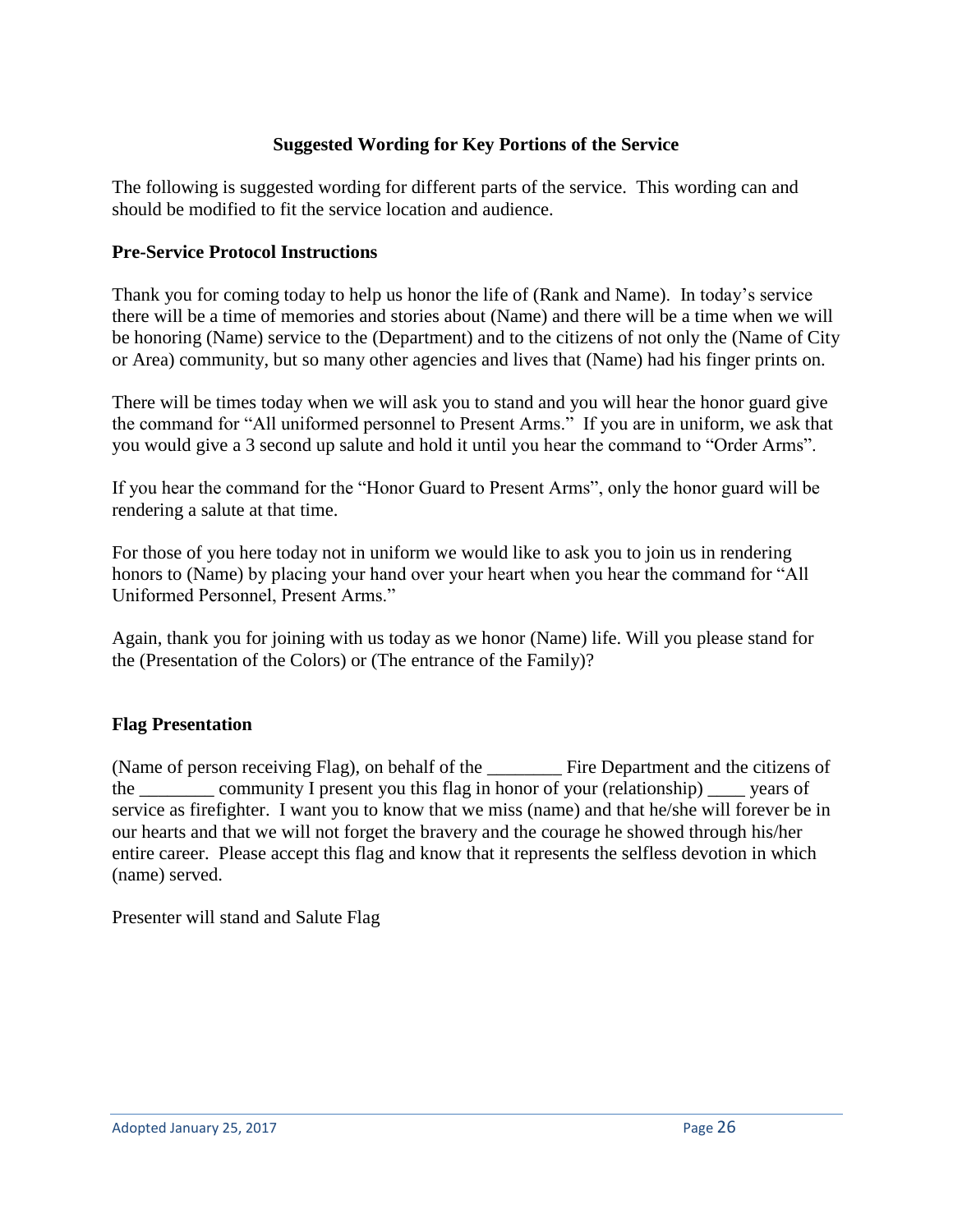## Suggested Wording for Key Portions of the Service

The following is suggested wording for different parts of the service. This wording can and should be modified to fit the service location and audience.

### Pre-Service Protocol Instructions

Thank you for coming today to help us honor the life of (Rank and Name). In today's service there will be a time of memories and stories about (Name) and there will be a time when we will be honoring (Name) service to the (Department) and to the citizens of not only the (Name of City or Area) community, but so many other agencies and lives that (Name) had his finger prints on.

There will be times today when we will ask you to stand and you will hear the honor guard give the command for "All uniformed personnel to Present Arms." If you are in uniform, we ask that you would give a 3 second up salute and hold it until you hear the command to "Order Arms".

If you hear the command for the "Honor Guard to Present Arms", only the honor guard will be rendering a salute at that time.

For those of you here today not in uniform we would like to ask you to join us in rendering honors to (Name) by placing your hand over your heart when you hear the command for "All Uniformed Personnel, Present Arms."

Again, thank you for joining with us today as we honor (Name) life. Will you please stand for the (Presentation of the Colors) or (The entrance of the Family)?

### Flag Presentation

(Name of person receiving Flag), on behalf of the ________ Fire Department and the citizens of the ________ community I present you this flag in honor of your (relationship) ____ years of service as firefighter. I want you to know that we miss (name) and that he/she will forever be in our hearts and that we will not forget the bravery and the courage he showed through his/her entire career. Please accept this flag and know that it represents the selfless devotion in which (name) served.

Presenter will stand and Salute Flag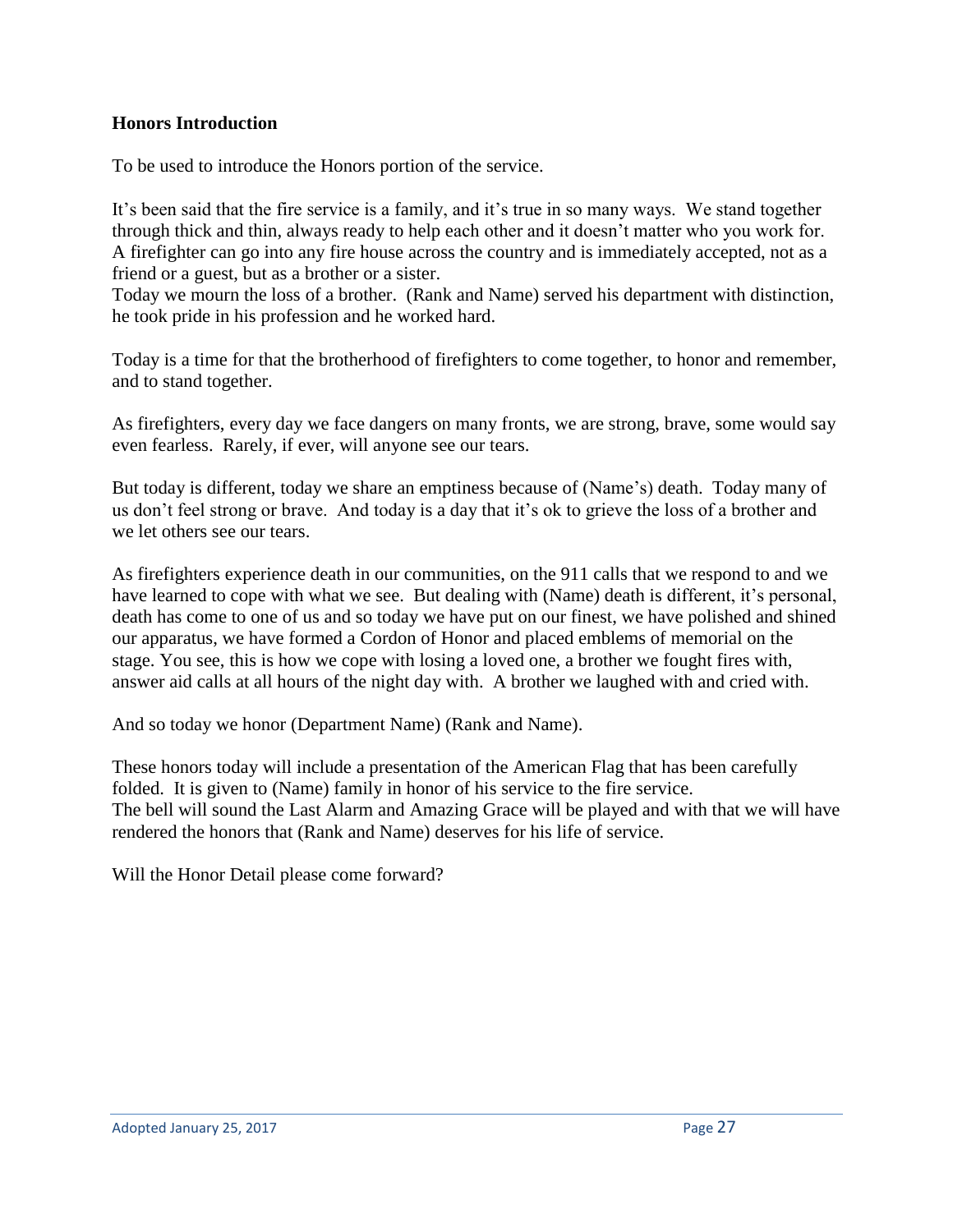**Honors Introduction**

To be used to introduce the Honors portion of the service.

It's been said that the fire service is a family, and it's true in so many ways. We stand together through thick and thin, always ready to help each other and it doesn't matter who you work for. A firefighter can go into any fire house across the country and is immediately accepted, not as a friend or a guest, but as a brother or a sister.
Today we mourn the loss of a brother. (Rank and Name) served his department with distinction, he took pride in his profession and he worked hard.

Today is a time for that the brotherhood of firefighters to come together, to honor and remember, and to stand together.

As firefighters, every day we face dangers on many fronts, we are strong, brave, some would say even fearless. Rarely, if ever, will anyone see our tears.

But today is different, today we share an emptiness because of (Name's) death. Today many of us don't feel strong or brave. And today is a day that it's ok to grieve the loss of a brother and we let others see our tears.

As firefighters experience death in our communities, on the 911 calls that we respond to and we have learned to cope with what we see. But dealing with (Name) death is different, it's personal, death has come to one of us and so today we have put on our finest, we have polished and shined our apparatus, we have formed a Cordon of Honor and placed emblems of memorial on the stage. You see, this is how we cope with losing a loved one, a brother we fought fires with, answer aid calls at all hours of the night day with. A brother we laughed with and cried with.

And so today we honor (Department Name) (Rank and Name).

These honors today will include a presentation of the American Flag that has been carefully folded. It is given to (Name) family in honor of his service to the fire service.
The bell will sound the Last Alarm and Amazing Grace will be played and with that we will have rendered the honors that (Rank and Name) deserves for his life of service.

Will the Honor Detail please come forward?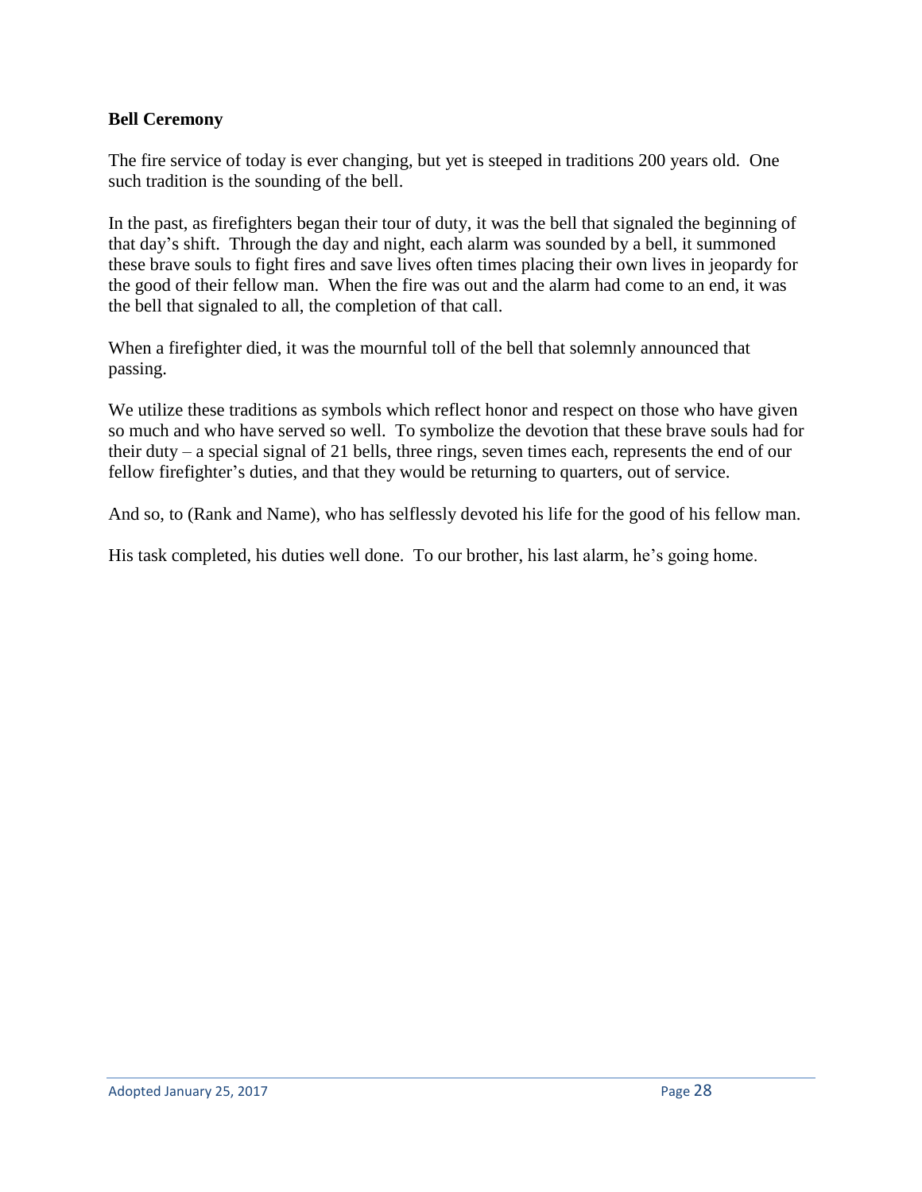**Bell Ceremony**

The fire service of today is ever changing, but yet is steeped in traditions 200 years old. One such tradition is the sounding of the bell.

In the past, as firefighters began their tour of duty, it was the bell that signaled the beginning of that day's shift. Through the day and night, each alarm was sounded by a bell, it summoned these brave souls to fight fires and save lives often times placing their own lives in jeopardy for the good of their fellow man. When the fire was out and the alarm had come to an end, it was the bell that signaled to all, the completion of that call.

When a firefighter died, it was the mournful toll of the bell that solemnly announced that passing.

We utilize these traditions as symbols which reflect honor and respect on those who have given so much and who have served so well. To symbolize the devotion that these brave souls had for their duty – a special signal of 21 bells, three rings, seven times each, represents the end of our fellow firefighter's duties, and that they would be returning to quarters, out of service.

And so, to (Rank and Name), who has selflessly devoted his life for the good of his fellow man.

His task completed, his duties well done. To our brother, his last alarm, he's going home.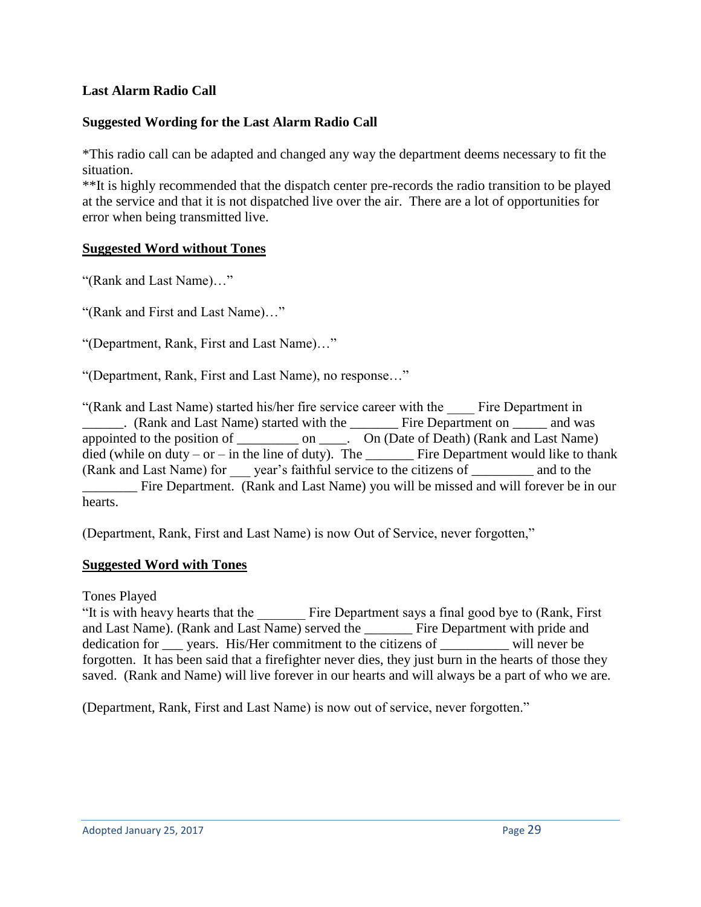**Last Alarm Radio Call**

**Suggested Wording for the Last Alarm Radio Call**

*This radio call can be adapted and changed any way the department deems necessary to fit the situation.
**It is highly recommended that the dispatch center pre-records the radio transition to be played at the service and that it is not dispatched live over the air. There are a lot of opportunities for error when being transmitted live.

**Suggested Word without Tones**

"(Rank and Last Name)…"

"(Rank and First and Last Name)…"

"(Department, Rank, First and Last Name)…"

"(Department, Rank, First and Last Name), no response…"

"(Rank and Last Name) started his/her fire service career with the ____ Fire Department in ______. (Rank and Last Name) started with the _______ Fire Department on _____ and was appointed to the position of _________ on ____. On (Date of Death) (Rank and Last Name) died (while on duty – or – in the line of duty). The _______ Fire Department would like to thank (Rank and Last Name) for ___ year's faithful service to the citizens of _________ and to the ________ Fire Department. (Rank and Last Name) you will be missed and will forever be in our hearts.

(Department, Rank, First and Last Name) is now Out of Service, never forgotten,"

**Suggested Word with Tones**

Tones Played
"It is with heavy hearts that the _______ Fire Department says a final good bye to (Rank, First and Last Name). (Rank and Last Name) served the _______ Fire Department with pride and dedication for ___ years. His/Her commitment to the citizens of __________ will never be forgotten. It has been said that a firefighter never dies, they just burn in the hearts of those they saved. (Rank and Name) will live forever in our hearts and will always be a part of who we are.

(Department, Rank, First and Last Name) is now out of service, never forgotten."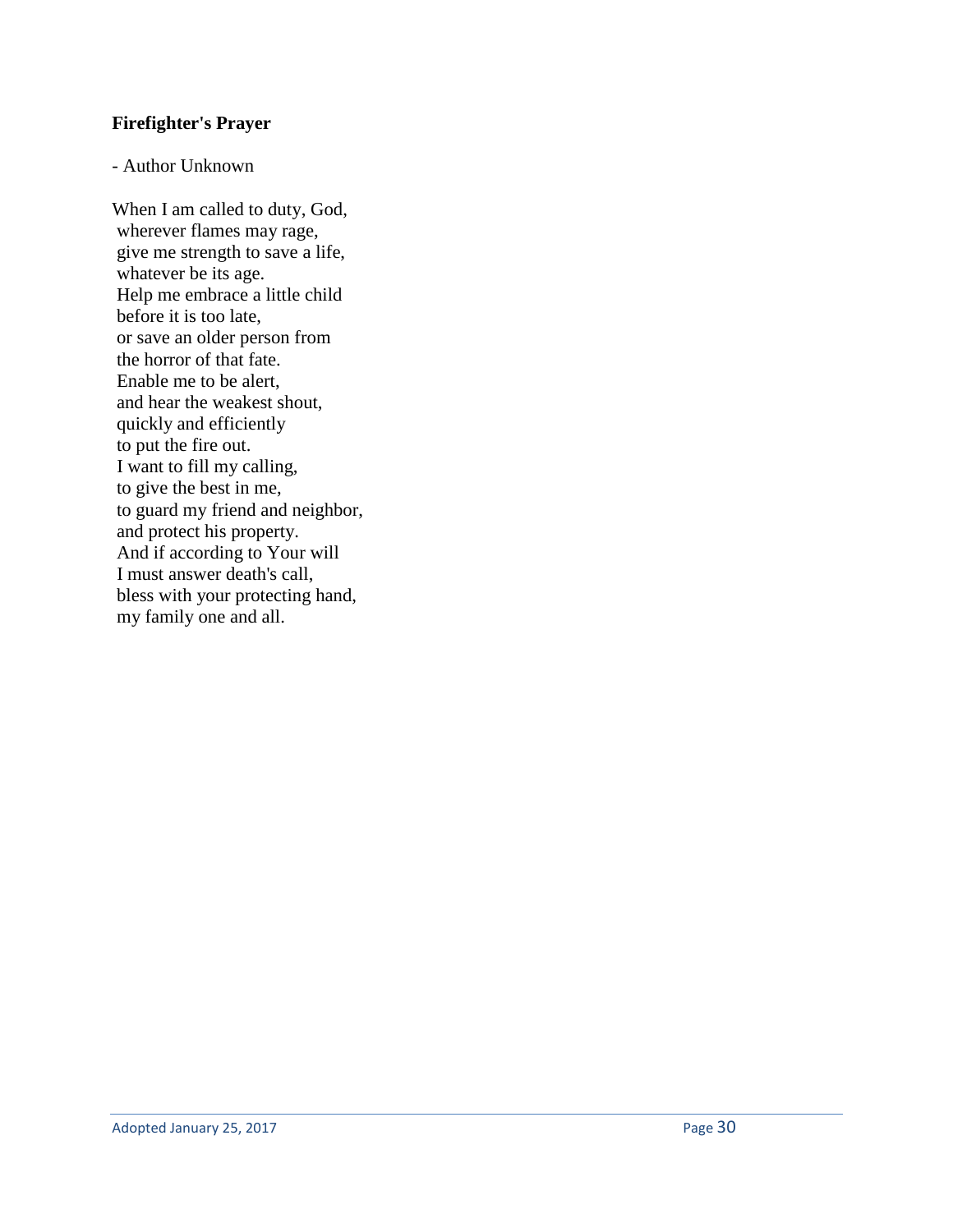**Firefighter's Prayer**

- Author Unknown

When I am called to duty, God,
wherever flames may rage,
give me strength to save a life,
whatever be its age.
Help me embrace a little child
before it is too late,
or save an older person from
the horror of that fate.
Enable me to be alert,
and hear the weakest shout,
quickly and efficiently
to put the fire out.
I want to fill my calling,
to give the best in me,
to guard my friend and neighbor,
and protect his property.
And if according to Your will
I must answer death's call,
bless with your protecting hand,
my family one and all.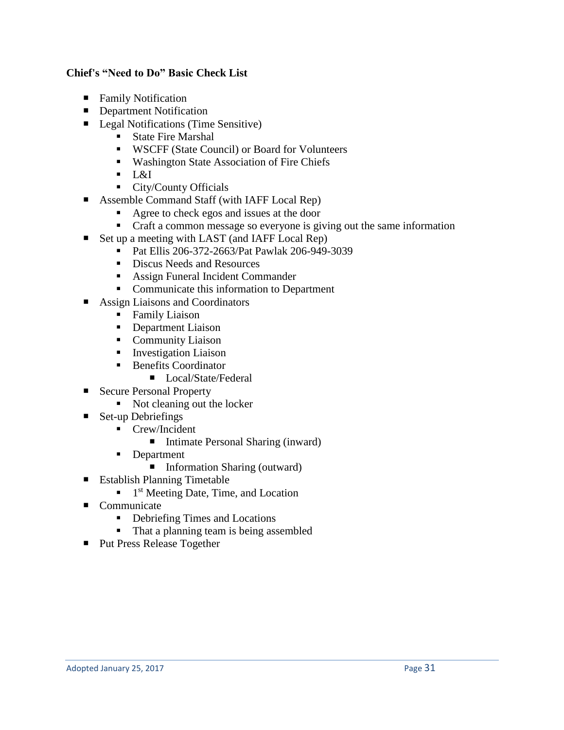**Chief's "Need to Do" Basic Check List**

- Family Notification
- Department Notification
- Legal Notifications (Time Sensitive)
    - State Fire Marshal
    - WSCFF (State Council) or Board for Volunteers
    - Washington State Association of Fire Chiefs
    - L&I
    - City/County Officials
- Assemble Command Staff (with IAFF Local Rep)
    - Agree to check egos and issues at the door
    - Craft a common message so everyone is giving out the same information
- Set up a meeting with LAST (and IAFF Local Rep)
    - Pat Ellis 206-372-2663/Pat Pawlak 206-949-3039
    - Discus Needs and Resources
    - Assign Funeral Incident Commander
    - Communicate this information to Department
- Assign Liaisons and Coordinators
    - Family Liaison
    - Department Liaison
    - Community Liaison
    - Investigation Liaison
    - Benefits Coordinator
        - Local/State/Federal
- Secure Personal Property
    - Not cleaning out the locker
- Set-up Debriefings
    - Crew/Incident
        - Intimate Personal Sharing (inward)
    - Department
        - Information Sharing (outward)
- Establish Planning Timetable
    - 1st Meeting Date, Time, and Location
- Communicate
    - Debriefing Times and Locations
    - That a planning team is being assembled
- Put Press Release Together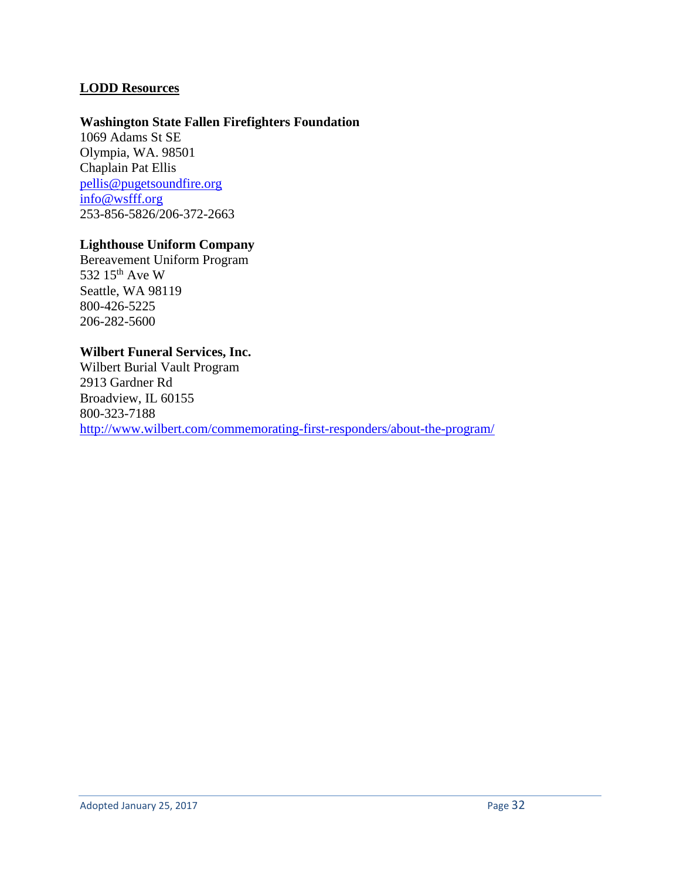## LODD Resources

**Washington State Fallen Firefighters Foundation**
1069 Adams St SE
Olympia, WA. 98501
Chaplain Pat Ellis
pellis@pugetsoundfire.org
info@wsfff.org
253-856-5826/206-372-2663

**Lighthouse Uniform Company**
Bereavement Uniform Program
532 15th Ave W
Seattle, WA 98119
800-426-5225
206-282-5600

**Wilbert Funeral Services, Inc.**
Wilbert Burial Vault Program
2913 Gardner Rd
Broadview, IL 60155
800-323-7188
http://www.wilbert.com/commemorating-first-responders/about-the-program/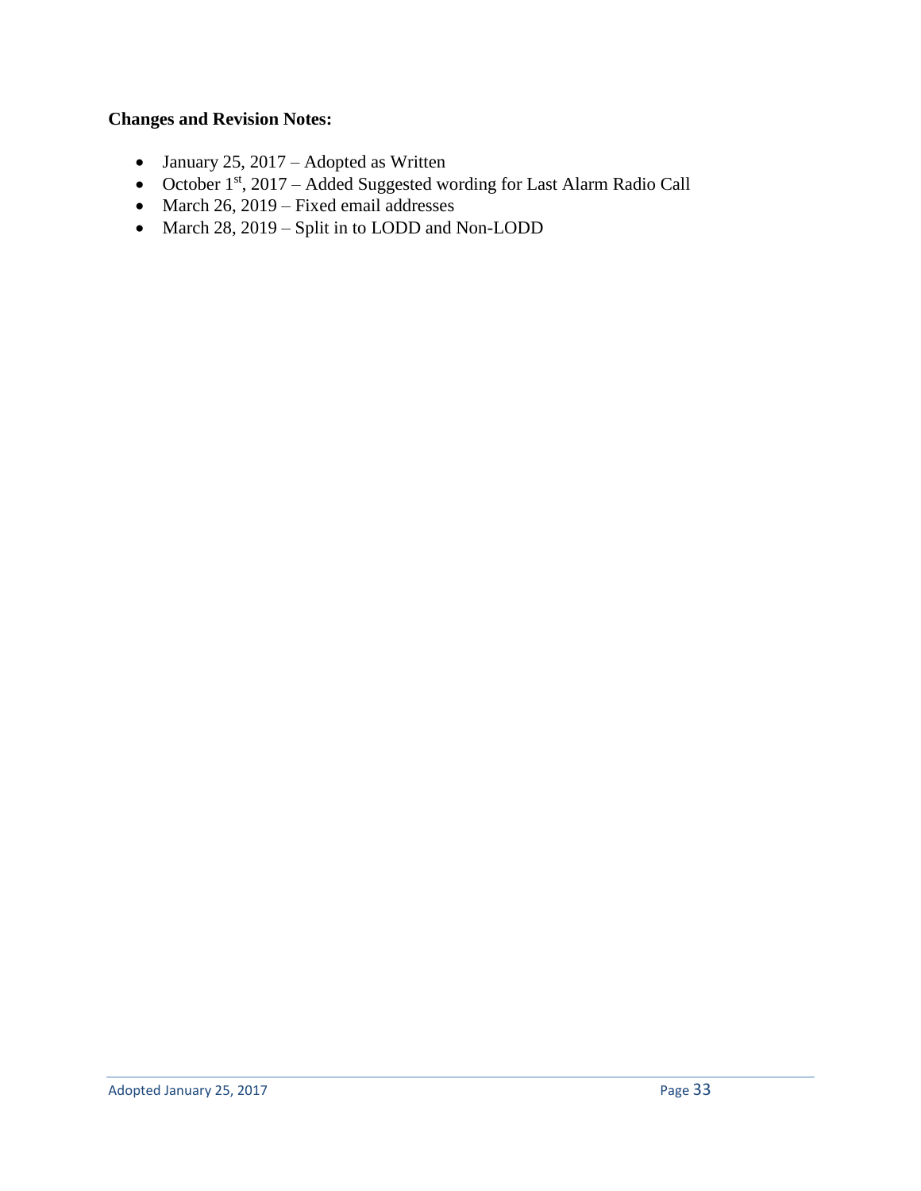**Changes and Revision Notes:**

- January 25, 2017 – Adopted as Written
- October 1st, 2017 – Added Suggested wording for Last Alarm Radio Call
- March 26, 2019 – Fixed email addresses
- March 28, 2019 – Split in to LODD and Non-LODD